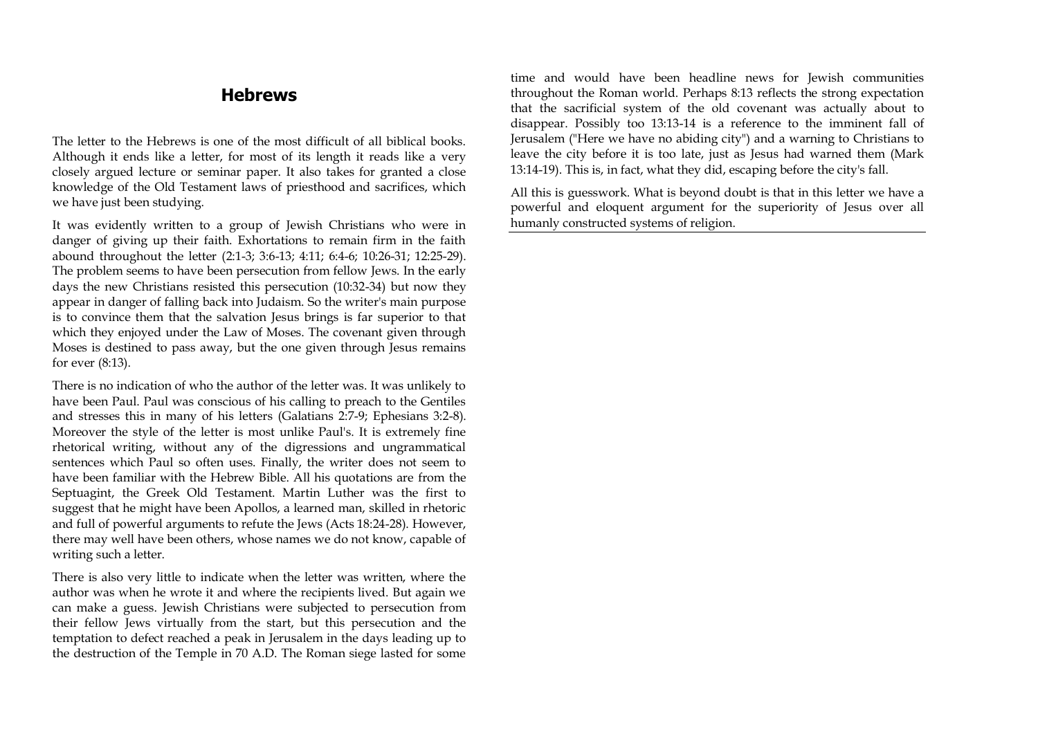## Hebrews

The letter to the Hebrews is one of the most difficult of all biblical books. Although it ends like a letter, for most of its length it reads like a very closely argued lecture or seminar paper. It also takes for granted a close knowledge of the Old Testament laws of priesthood and sacrifices, which we have just been studying.

It was evidently written to a group of Jewish Christians who were in danger of giving up their faith. Exhortations to remain firm in the faith abound throughout the letter (2:1-3; 3:6-13; 4:11; 6:4-6; 10:26-31; 12:25-29). The problem seems to have been persecution from fellow Jews. In the early days the new Christians resisted this persecution (10:32-34) but now they appear in danger of falling back into Judaism. So the writer's main purpose is to convince them that the salvation Jesus brings is far superior to that which they enjoyed under the Law of Moses. The covenant given through Moses is destined to pass away, but the one given through Jesus remains for ever (8:13).

There is no indication of who the author of the letter was. It was unlikely to have been Paul. Paul was conscious of his calling to preach to the Gentiles and stresses this in many of his letters (Galatians 2:7-9; Ephesians 3:2-8). Moreover the style of the letter is most unlike Paul's. It is extremely fine rhetorical writing, without any of the digressions and ungrammatical sentences which Paul so often uses. Finally, the writer does not seem to have been familiar with the Hebrew Bible. All his quotations are from the Septuagint, the Greek Old Testament. Martin Luther was the first to suggest that he might have been Apollos, a learned man, skilled in rhetoric and full of powerful arguments to refute the Jews (Acts 18:24-28). However, there may well have been others, whose names we do not know, capable of writing such a letter.

There is also very little to indicate when the letter was written, where the author was when he wrote it and where the recipients lived. But again we can make a guess. Jewish Christians were subjected to persecution from their fellow Jews virtually from the start, but this persecution and the temptation to defect reached a peak in Jerusalem in the days leading up to the destruction of the Temple in 70 A.D. The Roman siege lasted for some time and would have been headline news for Jewish communities throughout the Roman world. Perhaps 8:13 reflects the strong expectation that the sacrificial system of the old covenant was actually about to disappear. Possibly too 13:13-14 is a reference to the imminent fall of Jerusalem ("Here we have no abiding city") and a warning to Christians to leave the city before it is too late, just as Jesus had warned them (Mark 13:14-19). This is, in fact, what they did, escaping before the city's fall.

All this is guesswork. What is beyond doubt is that in this letter we have a powerful and eloquent argument for the superiority of Jesus over all humanly constructed systems of religion.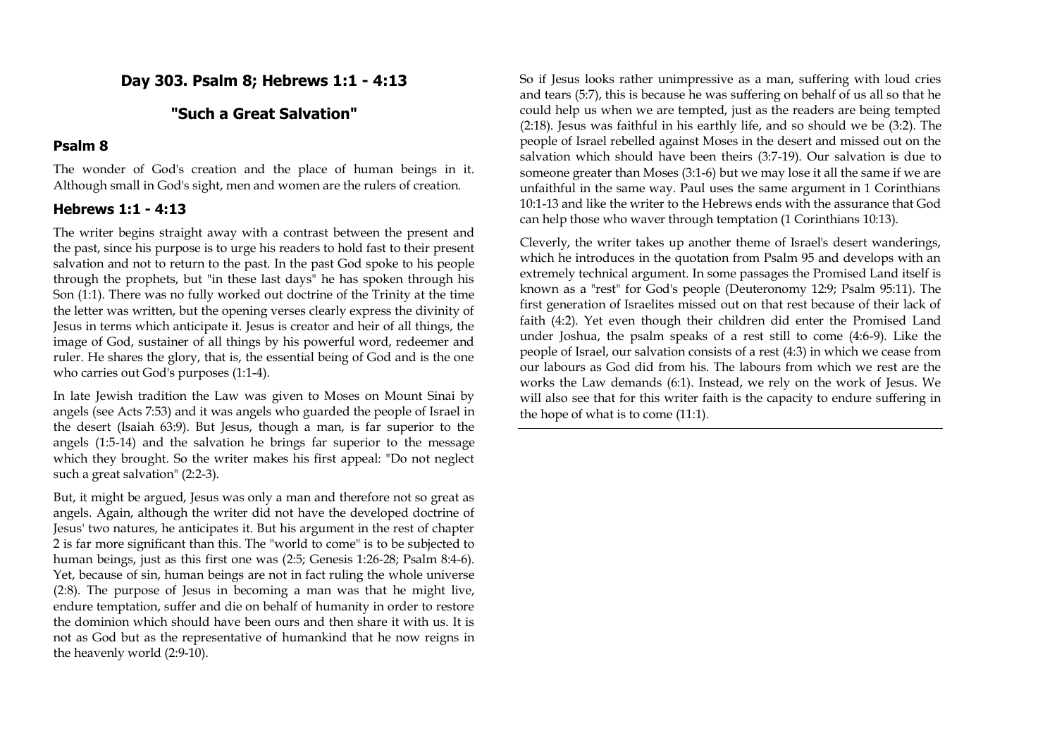## Day 303. Psalm 8; Hebrews 1:1 - 4:13

## "Such a Great Salvation"

### Psalm 8

The wonder of God's creation and the place of human beings in it. Although small in God's sight, men and women are the rulers of creation.

### Hebrews 1:1 - 4:13

The writer begins straight away with a contrast between the present and the past, since his purpose is to urge his readers to hold fast to their present salvation and not to return to the past. In the past God spoke to his people through the prophets, but "in these last days" he has spoken through his Son (1:1). There was no fully worked out doctrine of the Trinity at the time the letter was written, but the opening verses clearly express the divinity of Jesus in terms which anticipate it. Jesus is creator and heir of all things, the image of God, sustainer of all things by his powerful word, redeemer and ruler. He shares the glory, that is, the essential being of God and is the one who carries out God's purposes (1:1-4).

In late Jewish tradition the Law was given to Moses on Mount Sinai by angels (see Acts 7:53) and it was angels who guarded the people of Israel in the desert (Isaiah 63:9). But Jesus, though a man, is far superior to the angels (1:5-14) and the salvation he brings far superior to the message which they brought. So the writer makes his first appeal: "Do not neglect such a great salvation" (2:2-3).

But, it might be argued, Jesus was only a man and therefore not so great as angels. Again, although the writer did not have the developed doctrine of Jesus' two natures, he anticipates it. But his argument in the rest of chapter 2 is far more significant than this. The "world to come" is to be subjected to human beings, just as this first one was (2:5; Genesis 1:26-28; Psalm 8:4-6). Yet, because of sin, human beings are not in fact ruling the whole universe (2:8). The purpose of Jesus in becoming a man was that he might live, endure temptation, suffer and die on behalf of humanity in order to restore the dominion which should have been ours and then share it with us. It is not as God but as the representative of humankind that he now reigns in the heavenly world (2:9-10).

So if Jesus looks rather unimpressive as a man, suffering with loud cries and tears (5:7), this is because he was suffering on behalf of us all so that he could help us when we are tempted, just as the readers are being tempted (2:18). Jesus was faithful in his earthly life, and so should we be (3:2). The people of Israel rebelled against Moses in the desert and missed out on the salvation which should have been theirs (3:7-19). Our salvation is due to someone greater than Moses (3:1-6) but we may lose it all the same if we are unfaithful in the same way. Paul uses the same argument in 1 Corinthians 10:1-13 and like the writer to the Hebrews ends with the assurance that God can help those who waver through temptation (1 Corinthians 10:13).

Cleverly, the writer takes up another theme of Israel's desert wanderings, which he introduces in the quotation from Psalm 95 and develops with an extremely technical argument. In some passages the Promised Land itself is known as a "rest" for God's people (Deuteronomy 12:9; Psalm 95:11). The first generation of Israelites missed out on that rest because of their lack of faith (4:2). Yet even though their children did enter the Promised Land under Joshua, the psalm speaks of a rest still to come (4:6-9). Like the people of Israel, our salvation consists of a rest (4:3) in which we cease from our labours as God did from his. The labours from which we rest are the works the Law demands (6:1). Instead, we rely on the work of Jesus. We will also see that for this writer faith is the capacity to endure suffering in the hope of what is to come (11:1).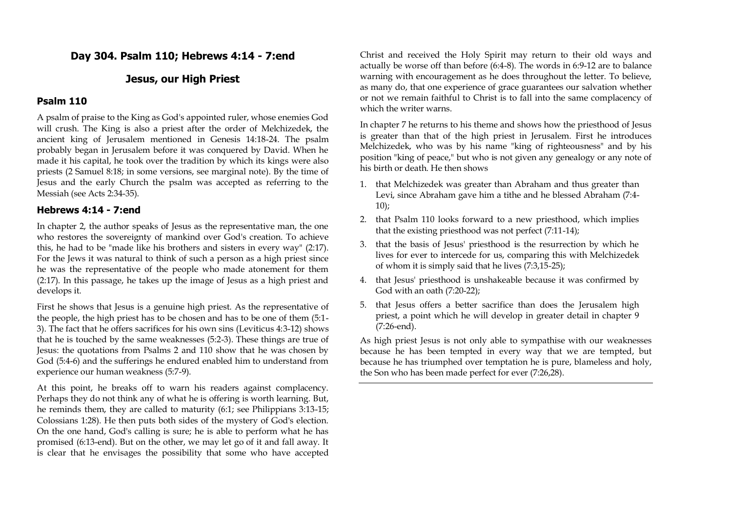## Day 304. Psalm 110; Hebrews 4:14 - 7:end

## Jesus, our High Priest

### Psalm 110

A psalm of praise to the King as God's appointed ruler, whose enemies God will crush. The King is also a priest after the order of Melchizedek, the ancient king of Jerusalem mentioned in Genesis 14:18-24. The psalm probably began in Jerusalem before it was conquered by David. When he made it his capital, he took over the tradition by which its kings were also priests (2 Samuel 8:18; in some versions, see marginal note). By the time of Jesus and the early Church the psalm was accepted as referring to the Messiah (see Acts 2:34-35).

### Hebrews 4:14 - 7:end

In chapter 2, the author speaks of Jesus as the representative man, the one who restores the sovereignty of mankind over God's creation. To achieve this, he had to be "made like his brothers and sisters in every way" (2:17). For the Jews it was natural to think of such a person as a high priest since he was the representative of the people who made atonement for them (2:17). In this passage, he takes up the image of Jesus as a high priest and develops it.

First he shows that Jesus is a genuine high priest. As the representative of the people, the high priest has to be chosen and has to be one of them (5:1-3). The fact that he offers sacrifices for his own sins (Leviticus 4:3-12) shows that he is touched by the same weaknesses (5:2-3). These things are true of Jesus: the quotations from Psalms 2 and 110 show that he was chosen by God (5:4-6) and the sufferings he endured enabled him to understand from experience our human weakness (5:7-9).

At this point, he breaks off to warn his readers against complacency. Perhaps they do not think any of what he is offering is worth learning. But, he reminds them, they are called to maturity (6:1; see Philippians 3:13-15; Colossians 1:28). He then puts both sides of the mystery of God's election. On the one hand, God's calling is sure; he is able to perform what he has promised (6:13-end). But on the other, we may let go of it and fall away. It is clear that he envisages the possibility that some who have accepted Christ and received the Holy Spirit may return to their old ways and actually be worse off than before (6:4-8). The words in 6:9-12 are to balance warning with encouragement as he does throughout the letter. To believe, as many do, that one experience of grace guarantees our salvation whether or not we remain faithful to Christ is to fall into the same complacency of which the writer warns.

In chapter 7 he returns to his theme and shows how the priesthood of Jesus is greater than that of the high priest in Jerusalem. First he introduces Melchizedek, who was by his name "king of righteousness" and by his position "king of peace," but who is not given any genealogy or any note of his birth or death. He then shows

1. that Melchizedek was greater than Abraham and thus greater than Levi, since Abraham gave him a tithe and he blessed Abraham (7:4-10);
2. that Psalm 110 looks forward to a new priesthood, which implies that the existing priesthood was not perfect (7:11-14);
3. that the basis of Jesus' priesthood is the resurrection by which he lives for ever to intercede for us, comparing this with Melchizedek of whom it is simply said that he lives (7:3,15-25);
4. that Jesus' priesthood is unshakeable because it was confirmed by God with an oath (7:20-22);
5. that Jesus offers a better sacrifice than does the Jerusalem high priest, a point which he will develop in greater detail in chapter 9 (7:26-end).

As high priest Jesus is not only able to sympathise with our weaknesses because he has been tempted in every way that we are tempted, but because he has triumphed over temptation he is pure, blameless and holy, the Son who has been made perfect for ever (7:26,28).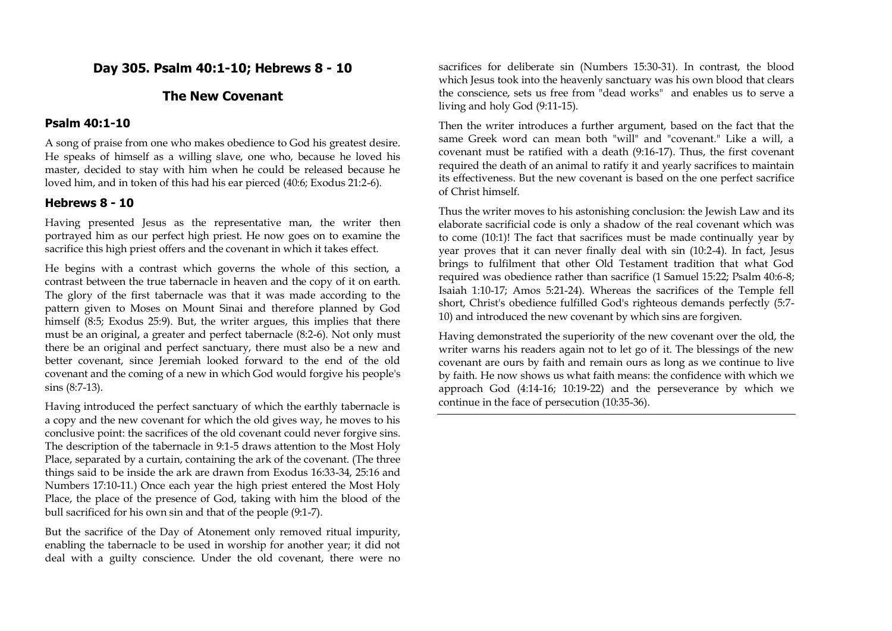## Day 305. Psalm 40:1-10; Hebrews 8 - 10

## The New Covenant

### Psalm 40:1-10

A song of praise from one who makes obedience to God his greatest desire. He speaks of himself as a willing slave, one who, because he loved his master, decided to stay with him when he could be released because he loved him, and in token of this had his ear pierced (40:6; Exodus 21:2-6).

### Hebrews 8 - 10

Having presented Jesus as the representative man, the writer then portrayed him as our perfect high priest. He now goes on to examine the sacrifice this high priest offers and the covenant in which it takes effect.

He begins with a contrast which governs the whole of this section, a contrast between the true tabernacle in heaven and the copy of it on earth. The glory of the first tabernacle was that it was made according to the pattern given to Moses on Mount Sinai and therefore planned by God himself (8:5; Exodus 25:9). But, the writer argues, this implies that there must be an original, a greater and perfect tabernacle (8:2-6). Not only must there be an original and perfect sanctuary, there must also be a new and better covenant, since Jeremiah looked forward to the end of the old covenant and the coming of a new in which God would forgive his people's sins (8:7-13).

Having introduced the perfect sanctuary of which the earthly tabernacle is a copy and the new covenant for which the old gives way, he moves to his conclusive point: the sacrifices of the old covenant could never forgive sins. The description of the tabernacle in 9:1-5 draws attention to the Most Holy Place, separated by a curtain, containing the ark of the covenant. (The three things said to be inside the ark are drawn from Exodus 16:33-34, 25:16 and Numbers 17:10-11.) Once each year the high priest entered the Most Holy Place, the place of the presence of God, taking with him the blood of the bull sacrificed for his own sin and that of the people (9:1-7).

But the sacrifice of the Day of Atonement only removed ritual impurity, enabling the tabernacle to be used in worship for another year; it did not deal with a guilty conscience. Under the old covenant, there were no sacrifices for deliberate sin (Numbers 15:30-31). In contrast, the blood which Jesus took into the heavenly sanctuary was his own blood that clears the conscience, sets us free from "dead works" and enables us to serve a living and holy God (9:11-15).

Then the writer introduces a further argument, based on the fact that the same Greek word can mean both "will" and "covenant." Like a will, a covenant must be ratified with a death (9:16-17). Thus, the first covenant required the death of an animal to ratify it and yearly sacrifices to maintain its effectiveness. But the new covenant is based on the one perfect sacrifice of Christ himself.

Thus the writer moves to his astonishing conclusion: the Jewish Law and its elaborate sacrificial code is only a shadow of the real covenant which was to come (10:1)! The fact that sacrifices must be made continually year by year proves that it can never finally deal with sin (10:2-4). In fact, Jesus brings to fulfilment that other Old Testament tradition that what God required was obedience rather than sacrifice (1 Samuel 15:22; Psalm 40:6-8; Isaiah 1:10-17; Amos 5:21-24). Whereas the sacrifices of the Temple fell short, Christ's obedience fulfilled God's righteous demands perfectly (5:7-10) and introduced the new covenant by which sins are forgiven.

Having demonstrated the superiority of the new covenant over the old, the writer warns his readers again not to let go of it. The blessings of the new covenant are ours by faith and remain ours as long as we continue to live by faith. He now shows us what faith means: the confidence with which we approach God (4:14-16; 10:19-22) and the perseverance by which we continue in the face of persecution (10:35-36).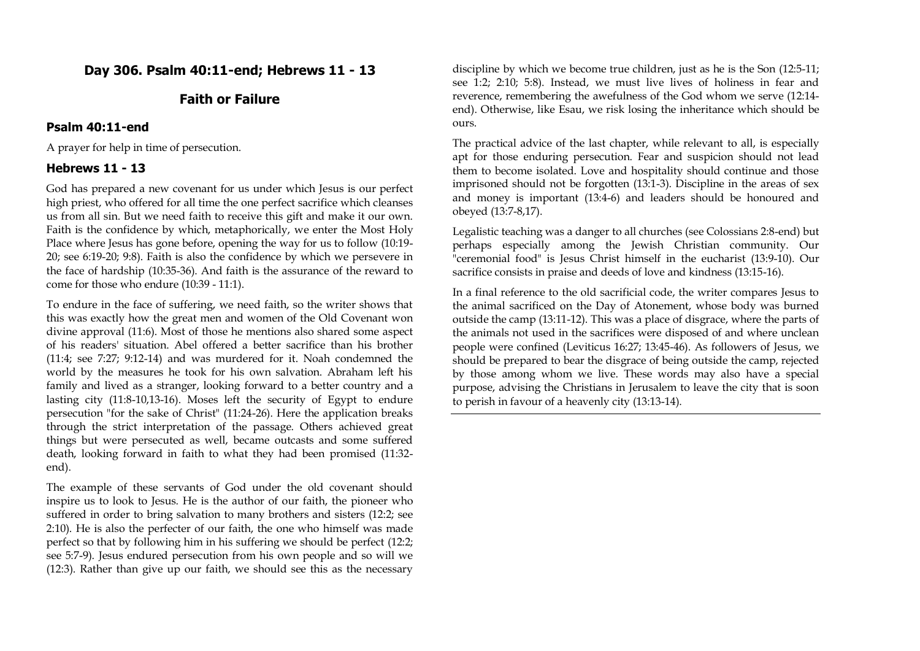## Day 306. Psalm 40:11-end; Hebrews 11 - 13

## Faith or Failure

### Psalm 40:11-end

A prayer for help in time of persecution.

### Hebrews 11 - 13

God has prepared a new covenant for us under which Jesus is our perfect high priest, who offered for all time the one perfect sacrifice which cleanses us from all sin. But we need faith to receive this gift and make it our own. Faith is the confidence by which, metaphorically, we enter the Most Holy Place where Jesus has gone before, opening the way for us to follow (10:19-20; see 6:19-20; 9:8). Faith is also the confidence by which we persevere in the face of hardship (10:35-36). And faith is the assurance of the reward to come for those who endure (10:39 - 11:1).

To endure in the face of suffering, we need faith, so the writer shows that this was exactly how the great men and women of the Old Covenant won divine approval (11:6). Most of those he mentions also shared some aspect of his readers' situation. Abel offered a better sacrifice than his brother (11:4; see 7:27; 9:12-14) and was murdered for it. Noah condemned the world by the measures he took for his own salvation. Abraham left his family and lived as a stranger, looking forward to a better country and a lasting city (11:8-10,13-16). Moses left the security of Egypt to endure persecution "for the sake of Christ" (11:24-26). Here the application breaks through the strict interpretation of the passage. Others achieved great things but were persecuted as well, became outcasts and some suffered death, looking forward in faith to what they had been promised (11:32-end).

The example of these servants of God under the old covenant should inspire us to look to Jesus. He is the author of our faith, the pioneer who suffered in order to bring salvation to many brothers and sisters (12:2; see 2:10). He is also the perfecter of our faith, the one who himself was made perfect so that by following him in his suffering we should be perfect (12:2; see 5:7-9). Jesus endured persecution from his own people and so will we (12:3). Rather than give up our faith, we should see this as the necessary discipline by which we become true children, just as he is the Son (12:5-11; see 1:2; 2:10; 5:8). Instead, we must live lives of holiness in fear and reverence, remembering the awefulness of the God whom we serve (12:14-end). Otherwise, like Esau, we risk losing the inheritance which should be ours.

The practical advice of the last chapter, while relevant to all, is especially apt for those enduring persecution. Fear and suspicion should not lead them to become isolated. Love and hospitality should continue and those imprisoned should not be forgotten (13:1-3). Discipline in the areas of sex and money is important (13:4-6) and leaders should be honoured and obeyed (13:7-8,17).

Legalistic teaching was a danger to all churches (see Colossians 2:8-end) but perhaps especially among the Jewish Christian community. Our "ceremonial food" is Jesus Christ himself in the eucharist (13:9-10). Our sacrifice consists in praise and deeds of love and kindness (13:15-16).

In a final reference to the old sacrificial code, the writer compares Jesus to the animal sacrificed on the Day of Atonement, whose body was burned outside the camp (13:11-12). This was a place of disgrace, where the parts of the animals not used in the sacrifices were disposed of and where unclean people were confined (Leviticus 16:27; 13:45-46). As followers of Jesus, we should be prepared to bear the disgrace of being outside the camp, rejected by those among whom we live. These words may also have a special purpose, advising the Christians in Jerusalem to leave the city that is soon to perish in favour of a heavenly city (13:13-14).

---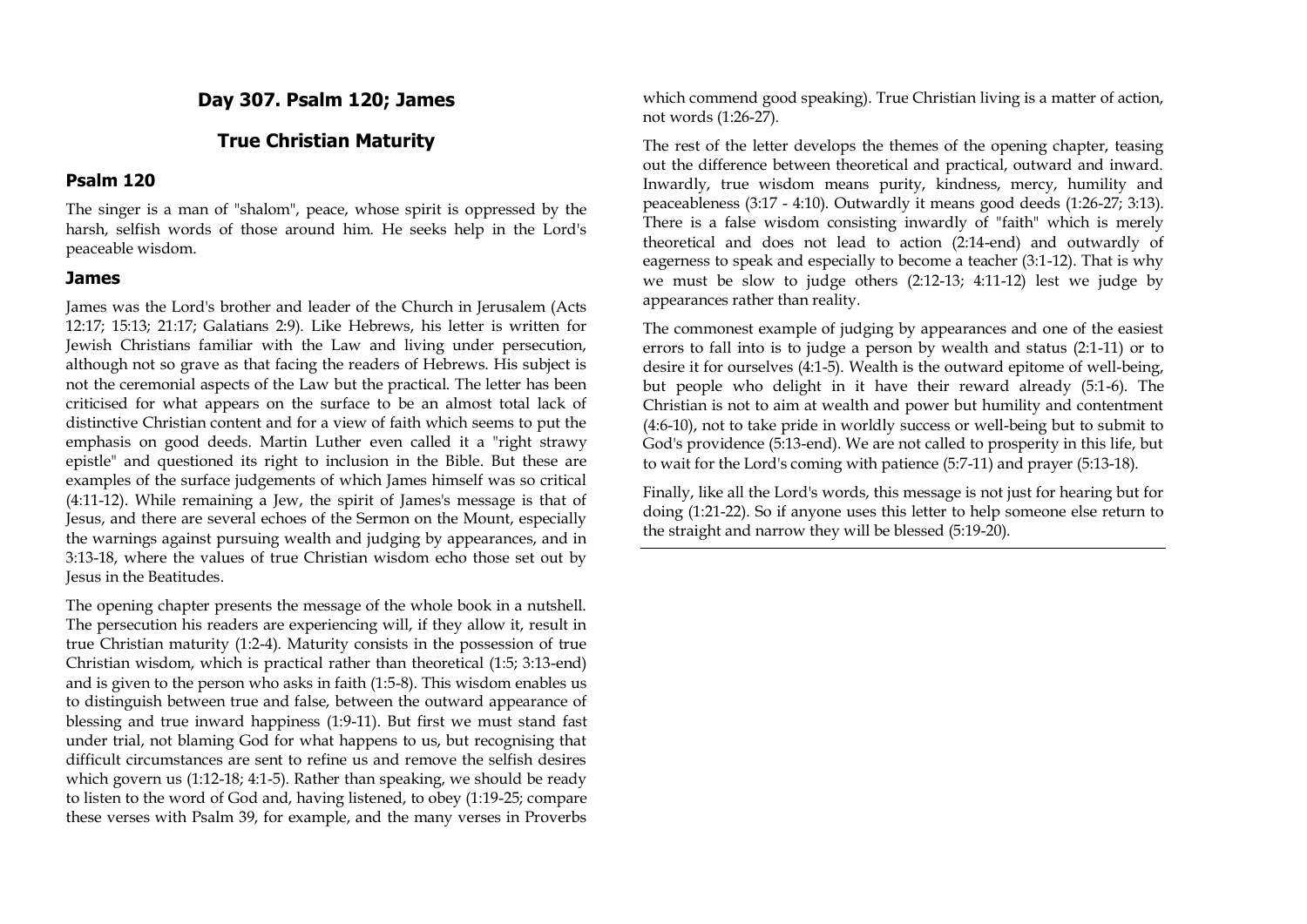# Day 307. Psalm 120; James

## True Christian Maturity

### Psalm 120

The singer is a man of "shalom", peace, whose spirit is oppressed by the harsh, selfish words of those around him. He seeks help in the Lord's peaceable wisdom.

### James

James was the Lord's brother and leader of the Church in Jerusalem (Acts 12:17; 15:13; 21:17; Galatians 2:9). Like Hebrews, his letter is written for Jewish Christians familiar with the Law and living under persecution, although not so grave as that facing the readers of Hebrews. His subject is not the ceremonial aspects of the Law but the practical. The letter has been criticised for what appears on the surface to be an almost total lack of distinctive Christian content and for a view of faith which seems to put the emphasis on good deeds. Martin Luther even called it a "right strawy epistle" and questioned its right to inclusion in the Bible. But these are examples of the surface judgements of which James himself was so critical (4:11-12). While remaining a Jew, the spirit of James's message is that of Jesus, and there are several echoes of the Sermon on the Mount, especially the warnings against pursuing wealth and judging by appearances, and in 3:13-18, where the values of true Christian wisdom echo those set out by Jesus in the Beatitudes.

The opening chapter presents the message of the whole book in a nutshell. The persecution his readers are experiencing will, if they allow it, result in true Christian maturity (1:2-4). Maturity consists in the possession of true Christian wisdom, which is practical rather than theoretical (1:5; 3:13-end) and is given to the person who asks in faith (1:5-8). This wisdom enables us to distinguish between true and false, between the outward appearance of blessing and true inward happiness (1:9-11). But first we must stand fast under trial, not blaming God for what happens to us, but recognising that difficult circumstances are sent to refine us and remove the selfish desires which govern us (1:12-18; 4:1-5). Rather than speaking, we should be ready to listen to the word of God and, having listened, to obey (1:19-25; compare these verses with Psalm 39, for example, and the many verses in Proverbs which commend good speaking). True Christian living is a matter of action, not words (1:26-27).

The rest of the letter develops the themes of the opening chapter, teasing out the difference between theoretical and practical, outward and inward. Inwardly, true wisdom means purity, kindness, mercy, humility and peaceableness (3:17 - 4:10). Outwardly it means good deeds (1:26-27; 3:13). There is a false wisdom consisting inwardly of "faith" which is merely theoretical and does not lead to action (2:14-end) and outwardly of eagerness to speak and especially to become a teacher (3:1-12). That is why we must be slow to judge others (2:12-13; 4:11-12) lest we judge by appearances rather than reality.

The commonest example of judging by appearances and one of the easiest errors to fall into is to judge a person by wealth and status (2:1-11) or to desire it for ourselves (4:1-5). Wealth is the outward epitome of well-being, but people who delight in it have their reward already (5:1-6). The Christian is not to aim at wealth and power but humility and contentment (4:6-10), not to take pride in worldly success or well-being but to submit to God's providence (5:13-end). We are not called to prosperity in this life, but to wait for the Lord's coming with patience (5:7-11) and prayer (5:13-18).

Finally, like all the Lord's words, this message is not just for hearing but for doing (1:21-22). So if anyone uses this letter to help someone else return to the straight and narrow they will be blessed (5:19-20).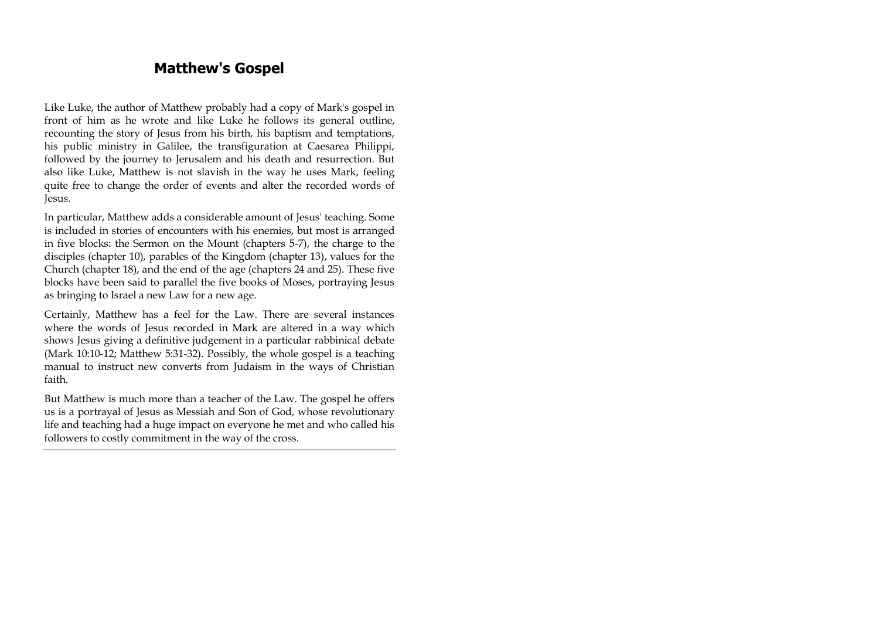# Matthew's Gospel

Like Luke, the author of Matthew probably had a copy of Mark's gospel in front of him as he wrote and like Luke he follows its general outline, recounting the story of Jesus from his birth, his baptism and temptations, his public ministry in Galilee, the transfiguration at Caesarea Philippi, followed by the journey to Jerusalem and his death and resurrection. But also like Luke, Matthew is not slavish in the way he uses Mark, feeling quite free to change the order of events and alter the recorded words of Jesus.

In particular, Matthew adds a considerable amount of Jesus' teaching. Some is included in stories of encounters with his enemies, but most is arranged in five blocks: the Sermon on the Mount (chapters 5-7), the charge to the disciples (chapter 10), parables of the Kingdom (chapter 13), values for the Church (chapter 18), and the end of the age (chapters 24 and 25). These five blocks have been said to parallel the five books of Moses, portraying Jesus as bringing to Israel a new Law for a new age.

Certainly, Matthew has a feel for the Law. There are several instances where the words of Jesus recorded in Mark are altered in a way which shows Jesus giving a definitive judgement in a particular rabbinical debate (Mark 10:10-12; Matthew 5:31-32). Possibly, the whole gospel is a teaching manual to instruct new converts from Judaism in the ways of Christian faith.

But Matthew is much more than a teacher of the Law. The gospel he offers us is a portrayal of Jesus as Messiah and Son of God, whose revolutionary life and teaching had a huge impact on everyone he met and who called his followers to costly commitment in the way of the cross.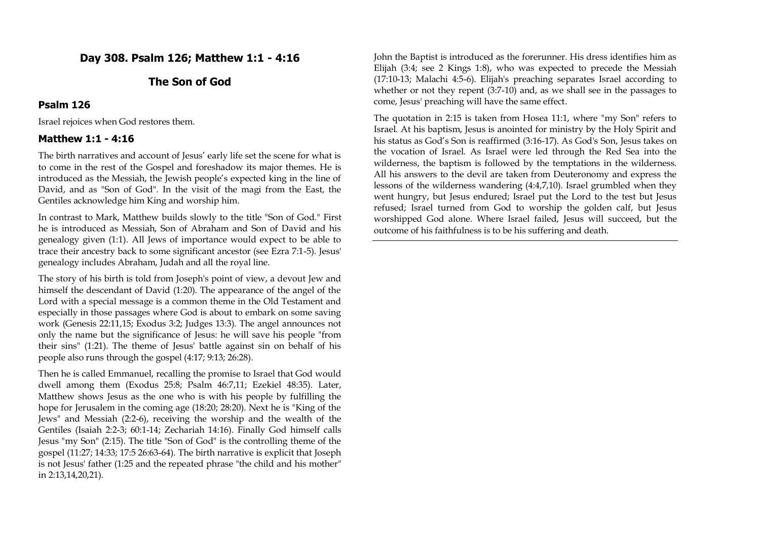## Day 308. Psalm 126; Matthew 1:1 - 4:16

## The Son of God

### Psalm 126

Israel rejoices when God restores them.

### Matthew 1:1 - 4:16

The birth narratives and account of Jesus' early life set the scene for what is to come in the rest of the Gospel and foreshadow its major themes. He is introduced as the Messiah, the Jewish people's expected king in the line of David, and as "Son of God". In the visit of the magi from the East, the Gentiles acknowledge him King and worship him.

In contrast to Mark, Matthew builds slowly to the title "Son of God." First he is introduced as Messiah, Son of Abraham and Son of David and his genealogy given (1:1). All Jews of importance would expect to be able to trace their ancestry back to some significant ancestor (see Ezra 7:1-5). Jesus' genealogy includes Abraham, Judah and all the royal line.

The story of his birth is told from Joseph's point of view, a devout Jew and himself the descendant of David (1:20). The appearance of the angel of the Lord with a special message is a common theme in the Old Testament and especially in those passages where God is about to embark on some saving work (Genesis 22:11,15; Exodus 3:2; Judges 13:3). The angel announces not only the name but the significance of Jesus: he will save his people "from their sins" (1:21). The theme of Jesus' battle against sin on behalf of his people also runs through the gospel (4:17; 9:13; 26:28).

Then he is called Emmanuel, recalling the promise to Israel that God would dwell among them (Exodus 25:8; Psalm 46:7,11; Ezekiel 48:35). Later, Matthew shows Jesus as the one who is with his people by fulfilling the hope for Jerusalem in the coming age (18:20; 28:20). Next he is "King of the Jews" and Messiah (2:2-6), receiving the worship and the wealth of the Gentiles (Isaiah 2:2-3; 60:1-14; Zechariah 14:16). Finally God himself calls Jesus "my Son" (2:15). The title "Son of God" is the controlling theme of the gospel (11:27; 14:33; 17:5 26:63-64). The birth narrative is explicit that Joseph is not Jesus' father (1:25 and the repeated phrase "the child and his mother" in 2:13,14,20,21).

John the Baptist is introduced as the forerunner. His dress identifies him as Elijah (3:4; see 2 Kings 1:8), who was expected to precede the Messiah (17:10-13; Malachi 4:5-6). Elijah's preaching separates Israel according to whether or not they repent (3:7-10) and, as we shall see in the passages to come, Jesus' preaching will have the same effect.

The quotation in 2:15 is taken from Hosea 11:1, where "my Son" refers to Israel. At his baptism, Jesus is anointed for ministry by the Holy Spirit and his status as God's Son is reaffirmed (3:16-17). As God's Son, Jesus takes on the vocation of Israel. As Israel were led through the Red Sea into the wilderness, the baptism is followed by the temptations in the wilderness. All his answers to the devil are taken from Deuteronomy and express the lessons of the wilderness wandering (4:4,7,10). Israel grumbled when they went hungry, but Jesus endured; Israel put the Lord to the test but Jesus refused; Israel turned from God to worship the golden calf, but Jesus worshipped God alone. Where Israel failed, Jesus will succeed, but the outcome of his faithfulness is to be his suffering and death.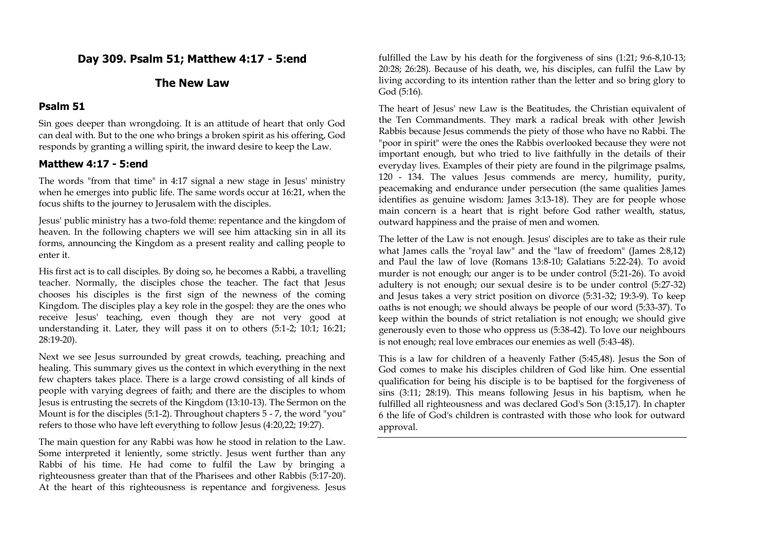## Day 309. Psalm 51; Matthew 4:17 - 5:end

## The New Law

### Psalm 51

Sin goes deeper than wrongdoing. It is an attitude of heart that only God can deal with. But to the one who brings a broken spirit as his offering, God responds by granting a willing spirit, the inward desire to keep the Law.

### Matthew 4:17 - 5:end

The words "from that time" in 4:17 signal a new stage in Jesus' ministry when he emerges into public life. The same words occur at 16:21, when the focus shifts to the journey to Jerusalem with the disciples.

Jesus' public ministry has a two-fold theme: repentance and the kingdom of heaven. In the following chapters we will see him attacking sin in all its forms, announcing the Kingdom as a present reality and calling people to enter it.

His first act is to call disciples. By doing so, he becomes a Rabbi, a travelling teacher. Normally, the disciples chose the teacher. The fact that Jesus chooses his disciples is the first sign of the newness of the coming Kingdom. The disciples play a key role in the gospel: they are the ones who receive Jesus' teaching, even though they are not very good at understanding it. Later, they will pass it on to others (5:1-2; 10:1; 16:21; 28:19-20).

Next we see Jesus surrounded by great crowds, teaching, preaching and healing. This summary gives us the context in which everything in the next few chapters takes place. There is a large crowd consisting of all kinds of people with varying degrees of faith; and there are the disciples to whom Jesus is entrusting the secrets of the Kingdom (13:10-13). The Sermon on the Mount is for the disciples (5:1-2). Throughout chapters 5 - 7, the word "you" refers to those who have left everything to follow Jesus (4:20,22; 19:27).

The main question for any Rabbi was how he stood in relation to the Law. Some interpreted it leniently, some strictly. Jesus went further than any Rabbi of his time. He had come to fulfil the Law by bringing a righteousness greater than that of the Pharisees and other Rabbis (5:17-20). At the heart of this righteousness is repentance and forgiveness. Jesus fulfilled the Law by his death for the forgiveness of sins (1:21; 9:6-8,10-13; 20:28; 26:28). Because of his death, we, his disciples, can fulfil the Law by living according to its intention rather than the letter and so bring glory to God (5:16).

The heart of Jesus' new Law is the Beatitudes, the Christian equivalent of the Ten Commandments. They mark a radical break with other Jewish Rabbis because Jesus commends the piety of those who have no Rabbi. The "poor in spirit" were the ones the Rabbis overlooked because they were not important enough, but who tried to live faithfully in the details of their everyday lives. Examples of their piety are found in the pilgrimage psalms, 120 - 134. The values Jesus commends are mercy, humility, purity, peacemaking and endurance under persecution (the same qualities James identifies as genuine wisdom: James 3:13-18). They are for people whose main concern is a heart that is right before God rather wealth, status, outward happiness and the praise of men and women.

The letter of the Law is not enough. Jesus' disciples are to take as their rule what James calls the "royal law" and the "law of freedom" (James 2:8,12) and Paul the law of love (Romans 13:8-10; Galatians 5:22-24). To avoid murder is not enough; our anger is to be under control (5:21-26). To avoid adultery is not enough; our sexual desire is to be under control (5:27-32) and Jesus takes a very strict position on divorce (5:31-32; 19:3-9). To keep oaths is not enough; we should always be people of our word (5:33-37). To keep within the bounds of strict retaliation is not enough; we should give generously even to those who oppress us (5:38-42). To love our neighbours is not enough; real love embraces our enemies as well (5:43-48).

This is a law for children of a heavenly Father (5:45,48). Jesus the Son of God comes to make his disciples children of God like him. One essential qualification for being his disciple is to be baptised for the forgiveness of sins (3:11; 28:19). This means following Jesus in his baptism, when he fulfilled all righteousness and was declared God's Son (3:15,17). In chapter 6 the life of God's children is contrasted with those who look for outward approval.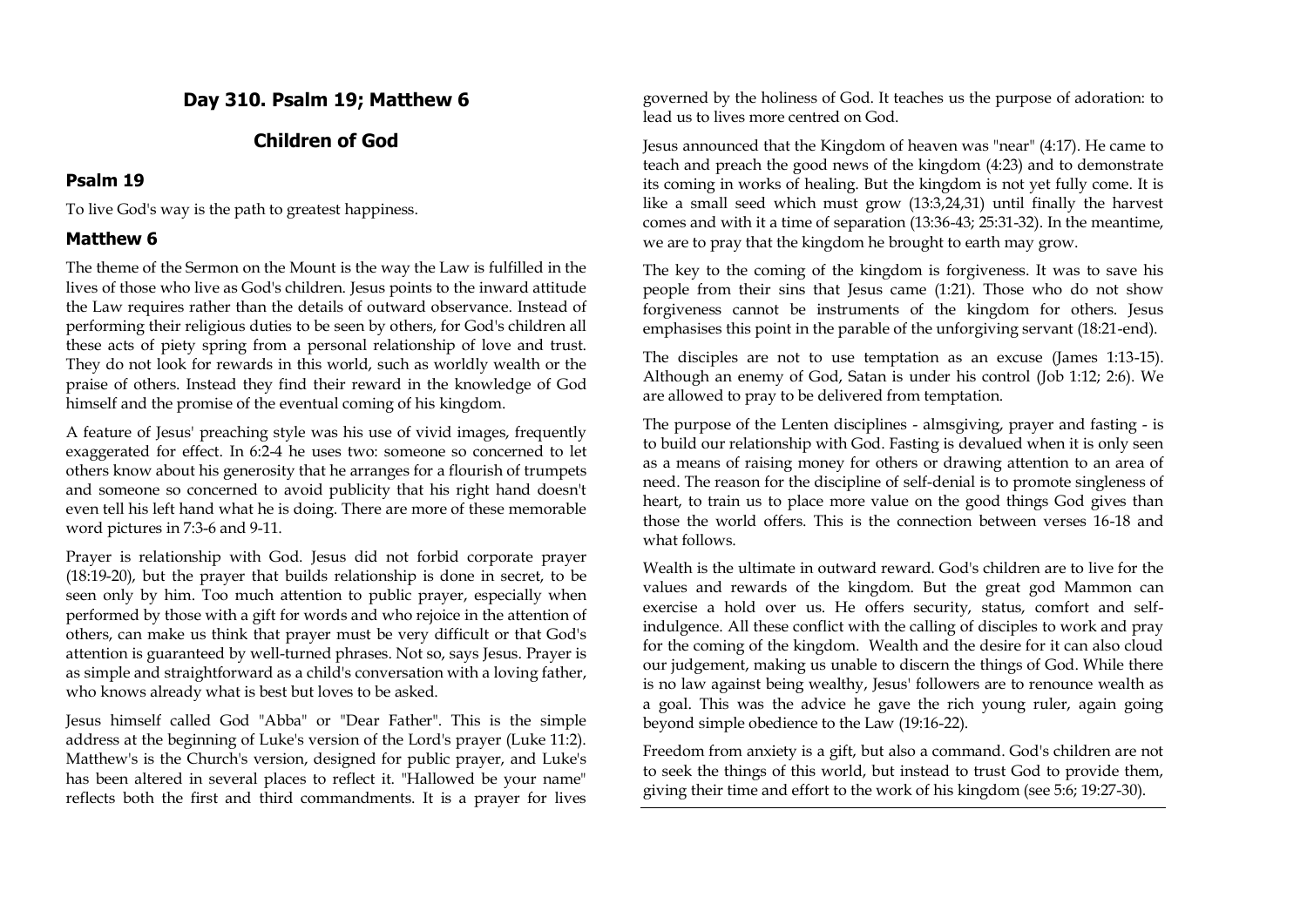## Day 310. Psalm 19; Matthew 6

## Children of God

### Psalm 19

To live God's way is the path to greatest happiness.

### Matthew 6

The theme of the Sermon on the Mount is the way the Law is fulfilled in the lives of those who live as God's children. Jesus points to the inward attitude the Law requires rather than the details of outward observance. Instead of performing their religious duties to be seen by others, for God's children all these acts of piety spring from a personal relationship of love and trust. They do not look for rewards in this world, such as worldly wealth or the praise of others. Instead they find their reward in the knowledge of God himself and the promise of the eventual coming of his kingdom.

A feature of Jesus' preaching style was his use of vivid images, frequently exaggerated for effect. In 6:2-4 he uses two: someone so concerned to let others know about his generosity that he arranges for a flourish of trumpets and someone so concerned to avoid publicity that his right hand doesn't even tell his left hand what he is doing. There are more of these memorable word pictures in 7:3-6 and 9-11.

Prayer is relationship with God. Jesus did not forbid corporate prayer (18:19-20), but the prayer that builds relationship is done in secret, to be seen only by him. Too much attention to public prayer, especially when performed by those with a gift for words and who rejoice in the attention of others, can make us think that prayer must be very difficult or that God's attention is guaranteed by well-turned phrases. Not so, says Jesus. Prayer is as simple and straightforward as a child's conversation with a loving father, who knows already what is best but loves to be asked.

Jesus himself called God "Abba" or "Dear Father". This is the simple address at the beginning of Luke's version of the Lord's prayer (Luke 11:2). Matthew's is the Church's version, designed for public prayer, and Luke's has been altered in several places to reflect it. "Hallowed be your name" reflects both the first and third commandments. It is a prayer for lives governed by the holiness of God. It teaches us the purpose of adoration: to lead us to lives more centred on God.

Jesus announced that the Kingdom of heaven was "near" (4:17). He came to teach and preach the good news of the kingdom (4:23) and to demonstrate its coming in works of healing. But the kingdom is not yet fully come. It is like a small seed which must grow (13:3,24,31) until finally the harvest comes and with it a time of separation (13:36-43; 25:31-32). In the meantime, we are to pray that the kingdom he brought to earth may grow.

The key to the coming of the kingdom is forgiveness. It was to save his people from their sins that Jesus came (1:21). Those who do not show forgiveness cannot be instruments of the kingdom for others. Jesus emphasises this point in the parable of the unforgiving servant (18:21-end).

The disciples are not to use temptation as an excuse (James 1:13-15). Although an enemy of God, Satan is under his control (Job 1:12; 2:6). We are allowed to pray to be delivered from temptation.

The purpose of the Lenten disciplines - almsgiving, prayer and fasting - is to build our relationship with God. Fasting is devalued when it is only seen as a means of raising money for others or drawing attention to an area of need. The reason for the discipline of self-denial is to promote singleness of heart, to train us to place more value on the good things God gives than those the world offers. This is the connection between verses 16-18 and what follows.

Wealth is the ultimate in outward reward. God's children are to live for the values and rewards of the kingdom. But the great god Mammon can exercise a hold over us. He offers security, status, comfort and self-indulgence. All these conflict with the calling of disciples to work and pray for the coming of the kingdom. Wealth and the desire for it can also cloud our judgement, making us unable to discern the things of God. While there is no law against being wealthy, Jesus' followers are to renounce wealth as a goal. This was the advice he gave the rich young ruler, again going beyond simple obedience to the Law (19:16-22).

Freedom from anxiety is a gift, but also a command. God's children are not to seek the things of this world, but instead to trust God to provide them, giving their time and effort to the work of his kingdom (see 5:6; 19:27-30).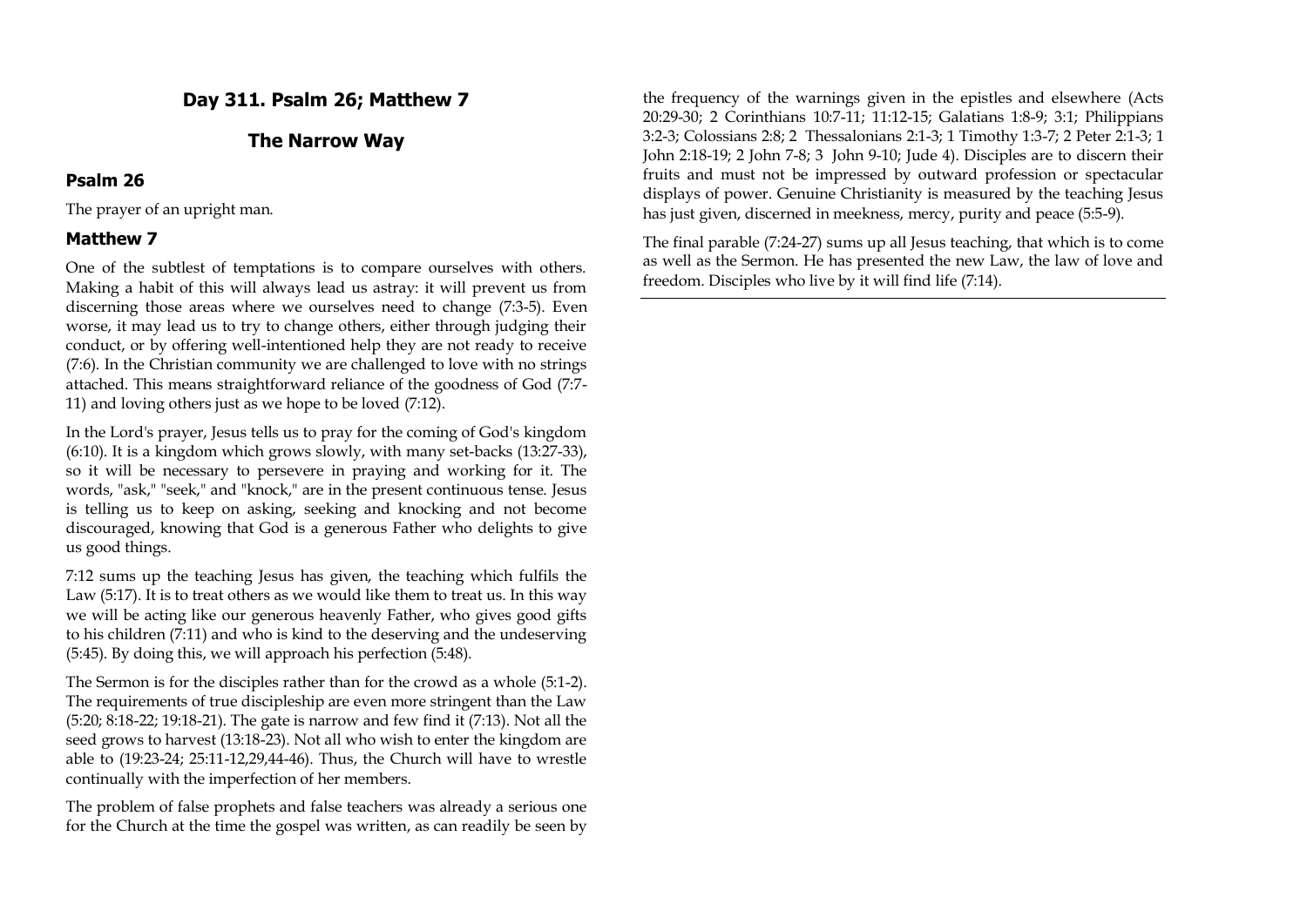## Day 311. Psalm 26; Matthew 7

## The Narrow Way

### Psalm 26

The prayer of an upright man.

### Matthew 7

One of the subtlest of temptations is to compare ourselves with others. Making a habit of this will always lead us astray: it will prevent us from discerning those areas where we ourselves need to change (7:3-5). Even worse, it may lead us to try to change others, either through judging their conduct, or by offering well-intentioned help they are not ready to receive (7:6). In the Christian community we are challenged to love with no strings attached. This means straightforward reliance of the goodness of God (7:7-11) and loving others just as we hope to be loved (7:12).

In the Lord's prayer, Jesus tells us to pray for the coming of God's kingdom (6:10). It is a kingdom which grows slowly, with many set-backs (13:27-33), so it will be necessary to persevere in praying and working for it. The words, "ask," "seek," and "knock," are in the present continuous tense. Jesus is telling us to keep on asking, seeking and knocking and not become discouraged, knowing that God is a generous Father who delights to give us good things.

7:12 sums up the teaching Jesus has given, the teaching which fulfils the Law (5:17). It is to treat others as we would like them to treat us. In this way we will be acting like our generous heavenly Father, who gives good gifts to his children (7:11) and who is kind to the deserving and the undeserving (5:45). By doing this, we will approach his perfection (5:48).

The Sermon is for the disciples rather than for the crowd as a whole (5:1-2). The requirements of true discipleship are even more stringent than the Law (5:20; 8:18-22; 19:18-21). The gate is narrow and few find it (7:13). Not all the seed grows to harvest (13:18-23). Not all who wish to enter the kingdom are able to (19:23-24; 25:11-12,29,44-46). Thus, the Church will have to wrestle continually with the imperfection of her members.

The problem of false prophets and false teachers was already a serious one for the Church at the time the gospel was written, as can readily be seen by the frequency of the warnings given in the epistles and elsewhere (Acts 20:29-30; 2 Corinthians 10:7-11; 11:12-15; Galatians 1:8-9; 3:1; Philippians 3:2-3; Colossians 2:8; 2 Thessalonians 2:1-3; 1 Timothy 1:3-7; 2 Peter 2:1-3; 1 John 2:18-19; 2 John 7-8; 3 John 9-10; Jude 4). Disciples are to discern their fruits and must not be impressed by outward profession or spectacular displays of power. Genuine Christianity is measured by the teaching Jesus has just given, discerned in meekness, mercy, purity and peace (5:5-9).

The final parable (7:24-27) sums up all Jesus teaching, that which is to come as well as the Sermon. He has presented the new Law, the law of love and freedom. Disciples who live by it will find life (7:14).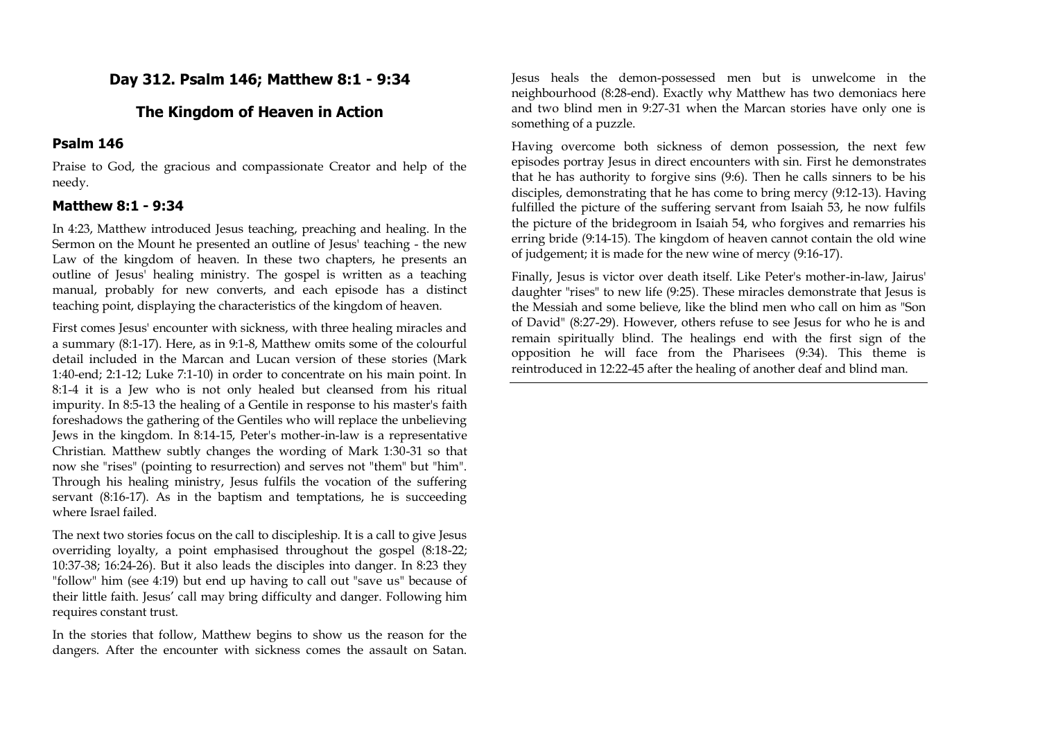## Day 312. Psalm 146; Matthew 8:1 - 9:34

## The Kingdom of Heaven in Action

### Psalm 146

Praise to God, the gracious and compassionate Creator and help of the needy.

### Matthew 8:1 - 9:34

In 4:23, Matthew introduced Jesus teaching, preaching and healing. In the Sermon on the Mount he presented an outline of Jesus' teaching - the new Law of the kingdom of heaven. In these two chapters, he presents an outline of Jesus' healing ministry. The gospel is written as a teaching manual, probably for new converts, and each episode has a distinct teaching point, displaying the characteristics of the kingdom of heaven.

First comes Jesus' encounter with sickness, with three healing miracles and a summary (8:1-17). Here, as in 9:1-8, Matthew omits some of the colourful detail included in the Marcan and Lucan version of these stories (Mark 1:40-end; 2:1-12; Luke 7:1-10) in order to concentrate on his main point. In 8:1-4 it is a Jew who is not only healed but cleansed from his ritual impurity. In 8:5-13 the healing of a Gentile in response to his master's faith foreshadows the gathering of the Gentiles who will replace the unbelieving Jews in the kingdom. In 8:14-15, Peter's mother-in-law is a representative Christian. Matthew subtly changes the wording of Mark 1:30-31 so that now she "rises" (pointing to resurrection) and serves not "them" but "him". Through his healing ministry, Jesus fulfils the vocation of the suffering servant (8:16-17). As in the baptism and temptations, he is succeeding where Israel failed.

The next two stories focus on the call to discipleship. It is a call to give Jesus overriding loyalty, a point emphasised throughout the gospel (8:18-22; 10:37-38; 16:24-26). But it also leads the disciples into danger. In 8:23 they "follow" him (see 4:19) but end up having to call out "save us" because of their little faith. Jesus' call may bring difficulty and danger. Following him requires constant trust.

In the stories that follow, Matthew begins to show us the reason for the dangers. After the encounter with sickness comes the assault on Satan. Jesus heals the demon-possessed men but is unwelcome in the neighbourhood (8:28-end). Exactly why Matthew has two demoniacs here and two blind men in 9:27-31 when the Marcan stories have only one is something of a puzzle.

Having overcome both sickness of demon possession, the next few episodes portray Jesus in direct encounters with sin. First he demonstrates that he has authority to forgive sins (9:6). Then he calls sinners to be his disciples, demonstrating that he has come to bring mercy (9:12-13). Having fulfilled the picture of the suffering servant from Isaiah 53, he now fulfils the picture of the bridegroom in Isaiah 54, who forgives and remarries his erring bride (9:14-15). The kingdom of heaven cannot contain the old wine of judgement; it is made for the new wine of mercy (9:16-17).

Finally, Jesus is victor over death itself. Like Peter's mother-in-law, Jairus' daughter "rises" to new life (9:25). These miracles demonstrate that Jesus is the Messiah and some believe, like the blind men who call on him as "Son of David" (8:27-29). However, others refuse to see Jesus for who he is and remain spiritually blind. The healings end with the first sign of the opposition he will face from the Pharisees (9:34). This theme is reintroduced in 12:22-45 after the healing of another deaf and blind man.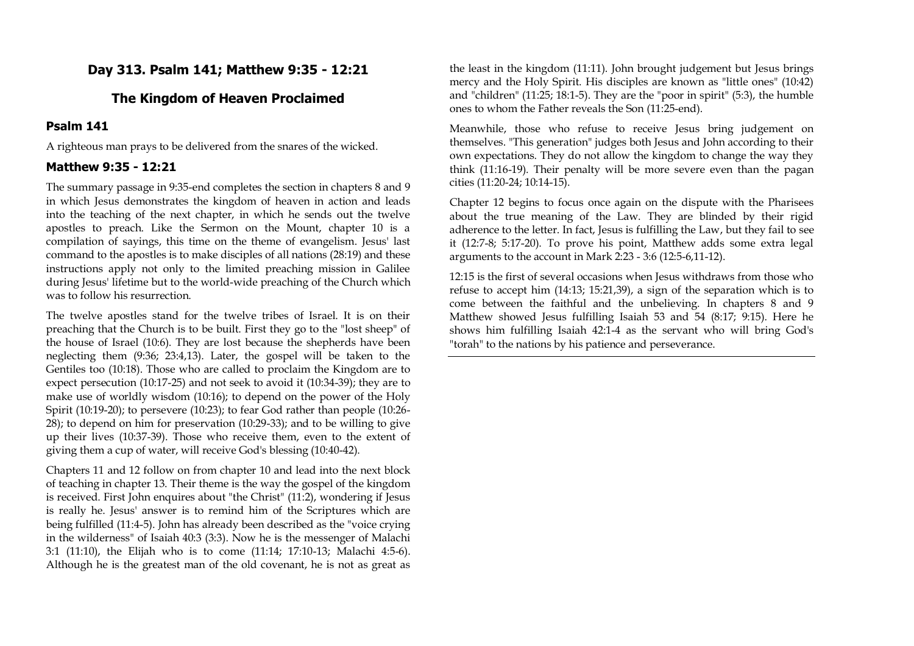## Day 313. Psalm 141; Matthew 9:35 - 12:21

## The Kingdom of Heaven Proclaimed

### Psalm 141

A righteous man prays to be delivered from the snares of the wicked.

### Matthew 9:35 - 12:21

The summary passage in 9:35-end completes the section in chapters 8 and 9 in which Jesus demonstrates the kingdom of heaven in action and leads into the teaching of the next chapter, in which he sends out the twelve apostles to preach. Like the Sermon on the Mount, chapter 10 is a compilation of sayings, this time on the theme of evangelism. Jesus' last command to the apostles is to make disciples of all nations (28:19) and these instructions apply not only to the limited preaching mission in Galilee during Jesus' lifetime but to the world-wide preaching of the Church which was to follow his resurrection.

The twelve apostles stand for the twelve tribes of Israel. It is on their preaching that the Church is to be built. First they go to the "lost sheep" of the house of Israel (10:6). They are lost because the shepherds have been neglecting them (9:36; 23:4,13). Later, the gospel will be taken to the Gentiles too (10:18). Those who are called to proclaim the Kingdom are to expect persecution (10:17-25) and not seek to avoid it (10:34-39); they are to make use of worldly wisdom (10:16); to depend on the power of the Holy Spirit (10:19-20); to persevere (10:23); to fear God rather than people (10:26-28); to depend on him for preservation (10:29-33); and to be willing to give up their lives (10:37-39). Those who receive them, even to the extent of giving them a cup of water, will receive God's blessing (10:40-42).

Chapters 11 and 12 follow on from chapter 10 and lead into the next block of teaching in chapter 13. Their theme is the way the gospel of the kingdom is received. First John enquires about "the Christ" (11:2), wondering if Jesus is really he. Jesus' answer is to remind him of the Scriptures which are being fulfilled (11:4-5). John has already been described as the "voice crying in the wilderness" of Isaiah 40:3 (3:3). Now he is the messenger of Malachi 3:1 (11:10), the Elijah who is to come (11:14; 17:10-13; Malachi 4:5-6). Although he is the greatest man of the old covenant, he is not as great as the least in the kingdom (11:11). John brought judgement but Jesus brings mercy and the Holy Spirit. His disciples are known as "little ones" (10:42) and "children" (11:25; 18:1-5). They are the "poor in spirit" (5:3), the humble ones to whom the Father reveals the Son (11:25-end).

Meanwhile, those who refuse to receive Jesus bring judgement on themselves. "This generation" judges both Jesus and John according to their own expectations. They do not allow the kingdom to change the way they think (11:16-19). Their penalty will be more severe even than the pagan cities (11:20-24; 10:14-15).

Chapter 12 begins to focus once again on the dispute with the Pharisees about the true meaning of the Law. They are blinded by their rigid adherence to the letter. In fact, Jesus is fulfilling the Law, but they fail to see it (12:7-8; 5:17-20). To prove his point, Matthew adds some extra legal arguments to the account in Mark 2:23 - 3:6 (12:5-6,11-12).

12:15 is the first of several occasions when Jesus withdraws from those who refuse to accept him (14:13; 15:21,39), a sign of the separation which is to come between the faithful and the unbelieving. In chapters 8 and 9 Matthew showed Jesus fulfilling Isaiah 53 and 54 (8:17; 9:15). Here he shows him fulfilling Isaiah 42:1-4 as the servant who will bring God's "torah" to the nations by his patience and perseverance.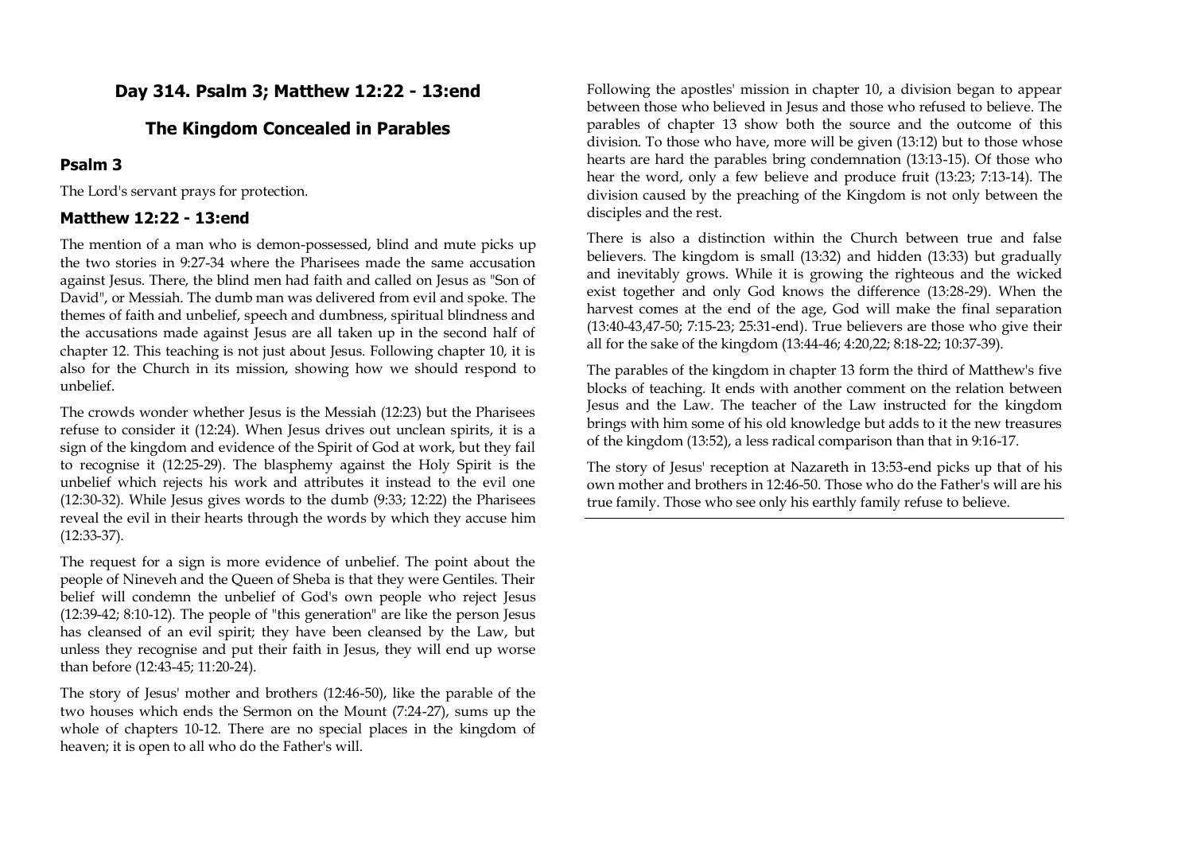## Day 314. Psalm 3; Matthew 12:22 - 13:end

## The Kingdom Concealed in Parables

### Psalm 3

The Lord's servant prays for protection.

### Matthew 12:22 - 13:end

The mention of a man who is demon-possessed, blind and mute picks up the two stories in 9:27-34 where the Pharisees made the same accusation against Jesus. There, the blind men had faith and called on Jesus as "Son of David", or Messiah. The dumb man was delivered from evil and spoke. The themes of faith and unbelief, speech and dumbness, spiritual blindness and the accusations made against Jesus are all taken up in the second half of chapter 12. This teaching is not just about Jesus. Following chapter 10, it is also for the Church in its mission, showing how we should respond to unbelief.

The crowds wonder whether Jesus is the Messiah (12:23) but the Pharisees refuse to consider it (12:24). When Jesus drives out unclean spirits, it is a sign of the kingdom and evidence of the Spirit of God at work, but they fail to recognise it (12:25-29). The blasphemy against the Holy Spirit is the unbelief which rejects his work and attributes it instead to the evil one (12:30-32). While Jesus gives words to the dumb (9:33; 12:22) the Pharisees reveal the evil in their hearts through the words by which they accuse him (12:33-37).

The request for a sign is more evidence of unbelief. The point about the people of Nineveh and the Queen of Sheba is that they were Gentiles. Their belief will condemn the unbelief of God's own people who reject Jesus (12:39-42; 8:10-12). The people of "this generation" are like the person Jesus has cleansed of an evil spirit; they have been cleansed by the Law, but unless they recognise and put their faith in Jesus, they will end up worse than before (12:43-45; 11:20-24).

The story of Jesus' mother and brothers (12:46-50), like the parable of the two houses which ends the Sermon on the Mount (7:24-27), sums up the whole of chapters 10-12. There are no special places in the kingdom of heaven; it is open to all who do the Father's will.

Following the apostles' mission in chapter 10, a division began to appear between those who believed in Jesus and those who refused to believe. The parables of chapter 13 show both the source and the outcome of this division. To those who have, more will be given (13:12) but to those whose hearts are hard the parables bring condemnation (13:13-15). Of those who hear the word, only a few believe and produce fruit (13:23; 7:13-14). The division caused by the preaching of the Kingdom is not only between the disciples and the rest.

There is also a distinction within the Church between true and false believers. The kingdom is small (13:32) and hidden (13:33) but gradually and inevitably grows. While it is growing the righteous and the wicked exist together and only God knows the difference (13:28-29). When the harvest comes at the end of the age, God will make the final separation (13:40-43,47-50; 7:15-23; 25:31-end). True believers are those who give their all for the sake of the kingdom (13:44-46; 4:20,22; 8:18-22; 10:37-39).

The parables of the kingdom in chapter 13 form the third of Matthew's five blocks of teaching. It ends with another comment on the relation between Jesus and the Law. The teacher of the Law instructed for the kingdom brings with him some of his old knowledge but adds to it the new treasures of the kingdom (13:52), a less radical comparison than that in 9:16-17.

The story of Jesus' reception at Nazareth in 13:53-end picks up that of his own mother and brothers in 12:46-50. Those who do the Father's will are his true family. Those who see only his earthly family refuse to believe.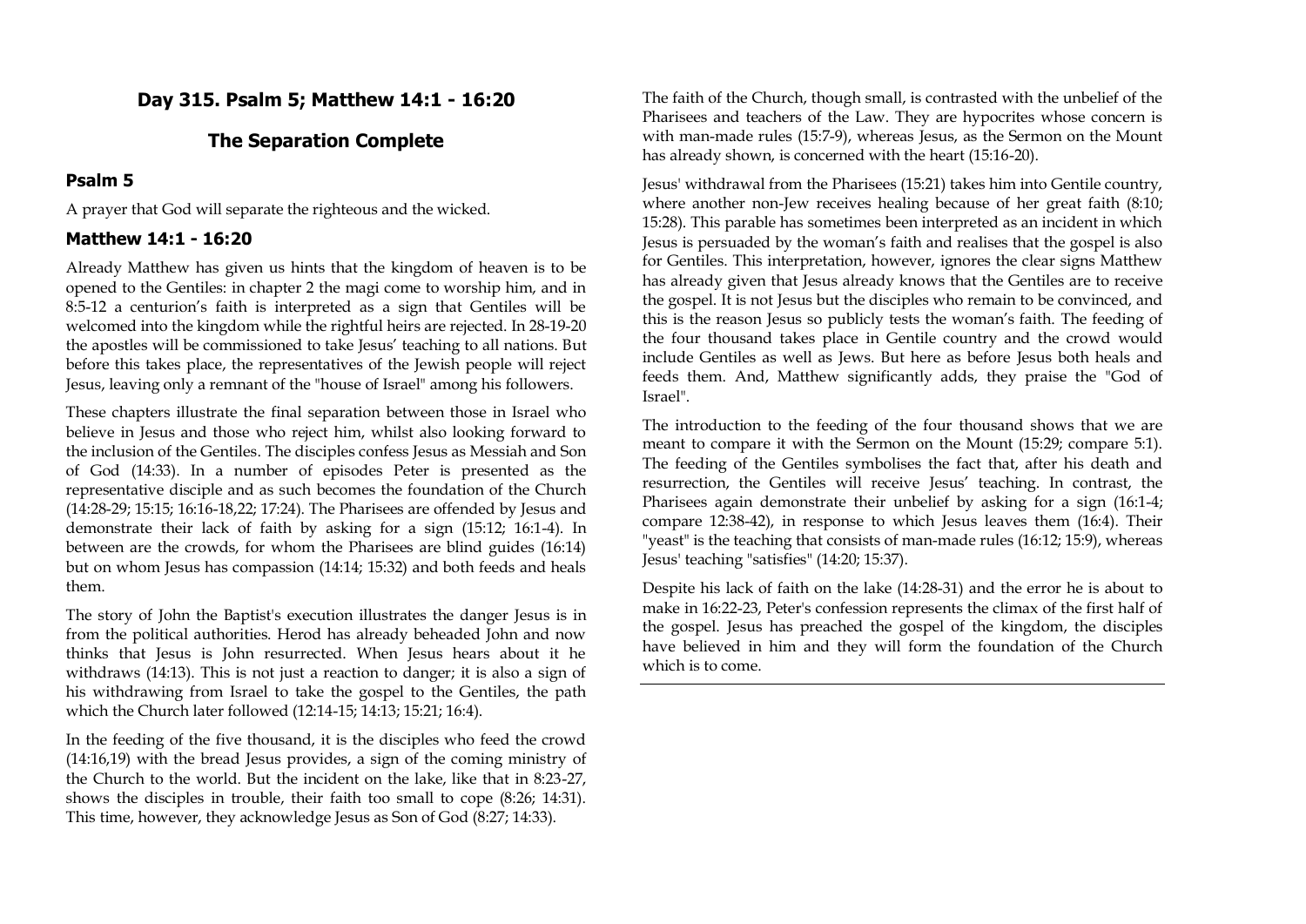## Day 315. Psalm 5; Matthew 14:1 - 16:20

## The Separation Complete

### Psalm 5

A prayer that God will separate the righteous and the wicked.

### Matthew 14:1 - 16:20

Already Matthew has given us hints that the kingdom of heaven is to be opened to the Gentiles: in chapter 2 the magi come to worship him, and in 8:5-12 a centurion's faith is interpreted as a sign that Gentiles will be welcomed into the kingdom while the rightful heirs are rejected. In 28-19-20 the apostles will be commissioned to take Jesus' teaching to all nations. But before this takes place, the representatives of the Jewish people will reject Jesus, leaving only a remnant of the "house of Israel" among his followers.

These chapters illustrate the final separation between those in Israel who believe in Jesus and those who reject him, whilst also looking forward to the inclusion of the Gentiles. The disciples confess Jesus as Messiah and Son of God (14:33). In a number of episodes Peter is presented as the representative disciple and as such becomes the foundation of the Church (14:28-29; 15:15; 16:16-18,22; 17:24). The Pharisees are offended by Jesus and demonstrate their lack of faith by asking for a sign (15:12; 16:1-4). In between are the crowds, for whom the Pharisees are blind guides (16:14) but on whom Jesus has compassion (14:14; 15:32) and both feeds and heals them.

The story of John the Baptist's execution illustrates the danger Jesus is in from the political authorities. Herod has already beheaded John and now thinks that Jesus is John resurrected. When Jesus hears about it he withdraws (14:13). This is not just a reaction to danger; it is also a sign of his withdrawing from Israel to take the gospel to the Gentiles, the path which the Church later followed (12:14-15; 14:13; 15:21; 16:4).

In the feeding of the five thousand, it is the disciples who feed the crowd (14:16,19) with the bread Jesus provides, a sign of the coming ministry of the Church to the world. But the incident on the lake, like that in 8:23-27, shows the disciples in trouble, their faith too small to cope (8:26; 14:31). This time, however, they acknowledge Jesus as Son of God (8:27; 14:33).

The faith of the Church, though small, is contrasted with the unbelief of the Pharisees and teachers of the Law. They are hypocrites whose concern is with man-made rules (15:7-9), whereas Jesus, as the Sermon on the Mount has already shown, is concerned with the heart (15:16-20).

Jesus' withdrawal from the Pharisees (15:21) takes him into Gentile country, where another non-Jew receives healing because of her great faith (8:10; 15:28). This parable has sometimes been interpreted as an incident in which Jesus is persuaded by the woman's faith and realises that the gospel is also for Gentiles. This interpretation, however, ignores the clear signs Matthew has already given that Jesus already knows that the Gentiles are to receive the gospel. It is not Jesus but the disciples who remain to be convinced, and this is the reason Jesus so publicly tests the woman's faith. The feeding of the four thousand takes place in Gentile country and the crowd would include Gentiles as well as Jews. But here as before Jesus both heals and feeds them. And, Matthew significantly adds, they praise the "God of Israel".

The introduction to the feeding of the four thousand shows that we are meant to compare it with the Sermon on the Mount (15:29; compare 5:1). The feeding of the Gentiles symbolises the fact that, after his death and resurrection, the Gentiles will receive Jesus' teaching. In contrast, the Pharisees again demonstrate their unbelief by asking for a sign (16:1-4; compare 12:38-42), in response to which Jesus leaves them (16:4). Their "yeast" is the teaching that consists of man-made rules (16:12; 15:9), whereas Jesus' teaching "satisfies" (14:20; 15:37).

Despite his lack of faith on the lake (14:28-31) and the error he is about to make in 16:22-23, Peter's confession represents the climax of the first half of the gospel. Jesus has preached the gospel of the kingdom, the disciples have believed in him and they will form the foundation of the Church which is to come.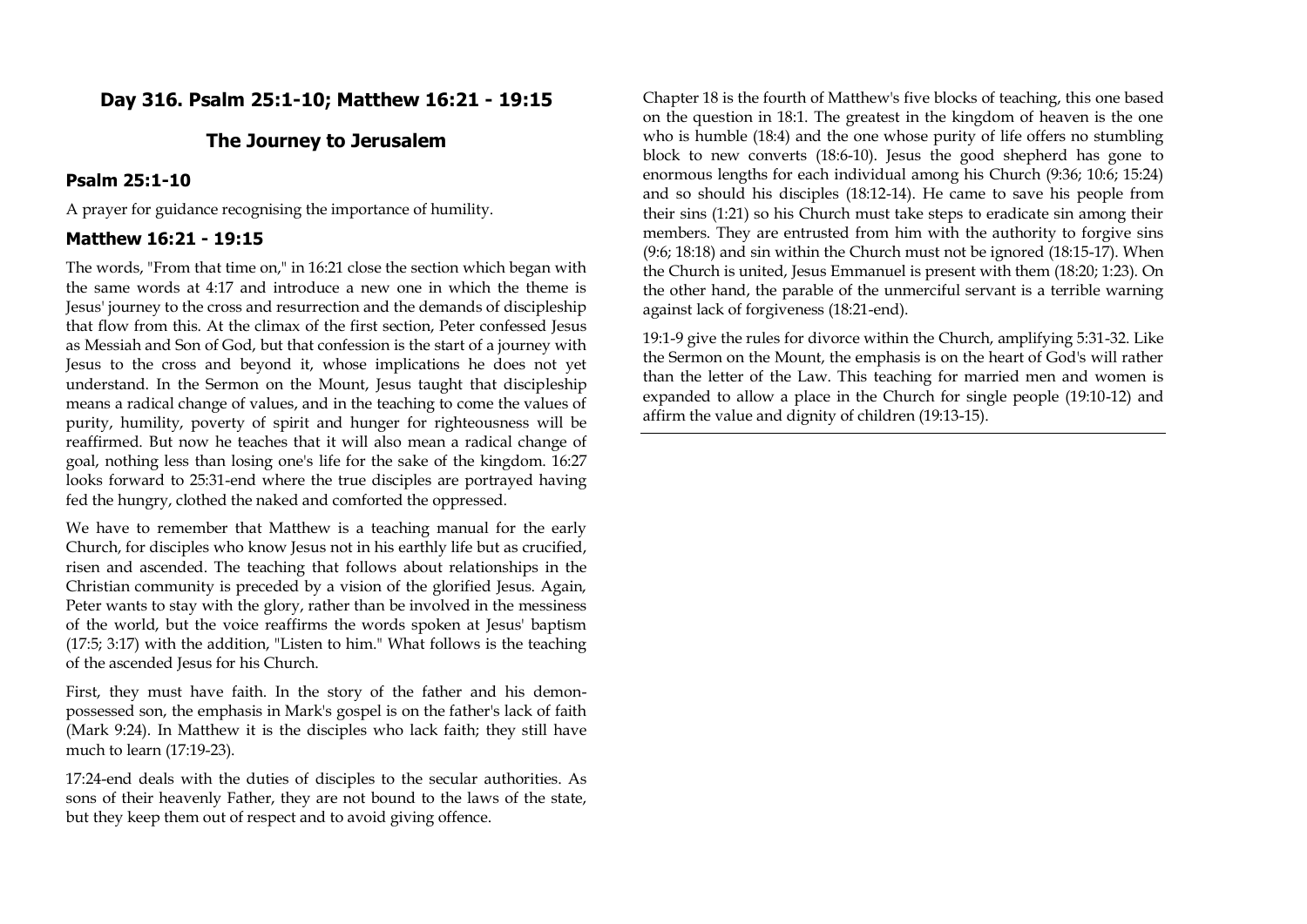## Day 316. Psalm 25:1-10; Matthew 16:21 - 19:15

## The Journey to Jerusalem

### Psalm 25:1-10

A prayer for guidance recognising the importance of humility.

### Matthew 16:21 - 19:15

The words, "From that time on," in 16:21 close the section which began with the same words at 4:17 and introduce a new one in which the theme is Jesus' journey to the cross and resurrection and the demands of discipleship that flow from this. At the climax of the first section, Peter confessed Jesus as Messiah and Son of God, but that confession is the start of a journey with Jesus to the cross and beyond it, whose implications he does not yet understand. In the Sermon on the Mount, Jesus taught that discipleship means a radical change of values, and in the teaching to come the values of purity, humility, poverty of spirit and hunger for righteousness will be reaffirmed. But now he teaches that it will also mean a radical change of goal, nothing less than losing one's life for the sake of the kingdom. 16:27 looks forward to 25:31-end where the true disciples are portrayed having fed the hungry, clothed the naked and comforted the oppressed.

We have to remember that Matthew is a teaching manual for the early Church, for disciples who know Jesus not in his earthly life but as crucified, risen and ascended. The teaching that follows about relationships in the Christian community is preceded by a vision of the glorified Jesus. Again, Peter wants to stay with the glory, rather than be involved in the messiness of the world, but the voice reaffirms the words spoken at Jesus' baptism (17:5; 3:17) with the addition, "Listen to him." What follows is the teaching of the ascended Jesus for his Church.

First, they must have faith. In the story of the father and his demon-possessed son, the emphasis in Mark's gospel is on the father's lack of faith (Mark 9:24). In Matthew it is the disciples who lack faith; they still have much to learn (17:19-23).

17:24-end deals with the duties of disciples to the secular authorities. As sons of their heavenly Father, they are not bound to the laws of the state, but they keep them out of respect and to avoid giving offence.

Chapter 18 is the fourth of Matthew's five blocks of teaching, this one based on the question in 18:1. The greatest in the kingdom of heaven is the one who is humble (18:4) and the one whose purity of life offers no stumbling block to new converts (18:6-10). Jesus the good shepherd has gone to enormous lengths for each individual among his Church (9:36; 10:6; 15:24) and so should his disciples (18:12-14). He came to save his people from their sins (1:21) so his Church must take steps to eradicate sin among their members. They are entrusted from him with the authority to forgive sins (9:6; 18:18) and sin within the Church must not be ignored (18:15-17). When the Church is united, Jesus Emmanuel is present with them (18:20; 1:23). On the other hand, the parable of the unmerciful servant is a terrible warning against lack of forgiveness (18:21-end).

19:1-9 give the rules for divorce within the Church, amplifying 5:31-32. Like the Sermon on the Mount, the emphasis is on the heart of God's will rather than the letter of the Law. This teaching for married men and women is expanded to allow a place in the Church for single people (19:10-12) and affirm the value and dignity of children (19:13-15).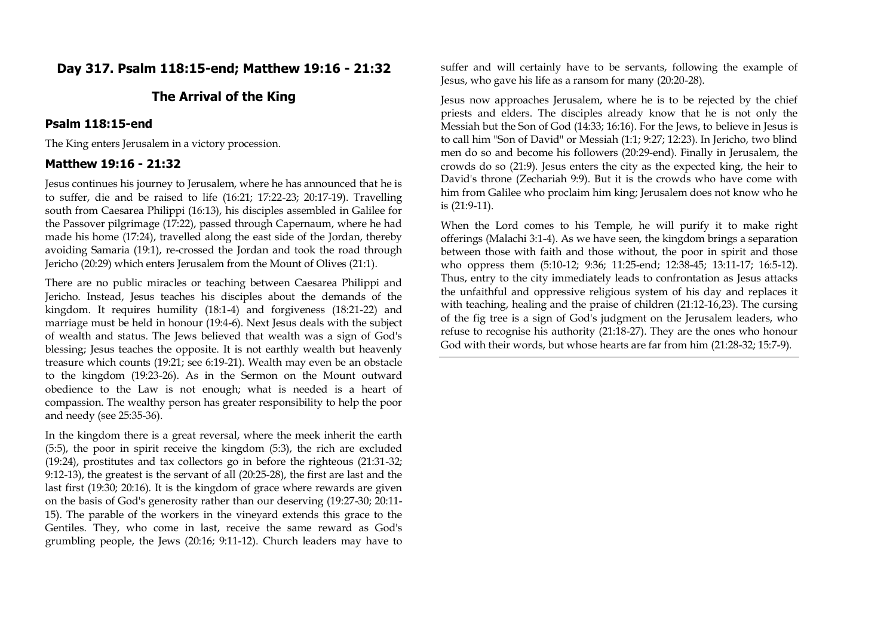## Day 317. Psalm 118:15-end; Matthew 19:16 - 21:32

## The Arrival of the King

### Psalm 118:15-end

The King enters Jerusalem in a victory procession.

### Matthew 19:16 - 21:32

Jesus continues his journey to Jerusalem, where he has announced that he is to suffer, die and be raised to life (16:21; 17:22-23; 20:17-19). Travelling south from Caesarea Philippi (16:13), his disciples assembled in Galilee for the Passover pilgrimage (17:22), passed through Capernaum, where he had made his home (17:24), travelled along the east side of the Jordan, thereby avoiding Samaria (19:1), re-crossed the Jordan and took the road through Jericho (20:29) which enters Jerusalem from the Mount of Olives (21:1).

There are no public miracles or teaching between Caesarea Philippi and Jericho. Instead, Jesus teaches his disciples about the demands of the kingdom. It requires humility (18:1-4) and forgiveness (18:21-22) and marriage must be held in honour (19:4-6). Next Jesus deals with the subject of wealth and status. The Jews believed that wealth was a sign of God's blessing; Jesus teaches the opposite. It is not earthly wealth but heavenly treasure which counts (19:21; see 6:19-21). Wealth may even be an obstacle to the kingdom (19:23-26). As in the Sermon on the Mount outward obedience to the Law is not enough; what is needed is a heart of compassion. The wealthy person has greater responsibility to help the poor and needy (see 25:35-36).

In the kingdom there is a great reversal, where the meek inherit the earth (5:5), the poor in spirit receive the kingdom (5:3), the rich are excluded (19:24), prostitutes and tax collectors go in before the righteous (21:31-32; 9:12-13), the greatest is the servant of all (20:25-28), the first are last and the last first (19:30; 20:16). It is the kingdom of grace where rewards are given on the basis of God's generosity rather than our deserving (19:27-30; 20:11-15). The parable of the workers in the vineyard extends this grace to the Gentiles. They, who come in last, receive the same reward as God's grumbling people, the Jews (20:16; 9:11-12). Church leaders may have to suffer and will certainly have to be servants, following the example of Jesus, who gave his life as a ransom for many (20:20-28).

Jesus now approaches Jerusalem, where he is to be rejected by the chief priests and elders. The disciples already know that he is not only the Messiah but the Son of God (14:33; 16:16). For the Jews, to believe in Jesus is to call him "Son of David" or Messiah (1:1; 9:27; 12:23). In Jericho, two blind men do so and become his followers (20:29-end). Finally in Jerusalem, the crowds do so (21:9). Jesus enters the city as the expected king, the heir to David's throne (Zechariah 9:9). But it is the crowds who have come with him from Galilee who proclaim him king; Jerusalem does not know who he is (21:9-11).

When the Lord comes to his Temple, he will purify it to make right offerings (Malachi 3:1-4). As we have seen, the kingdom brings a separation between those with faith and those without, the poor in spirit and those who oppress them (5:10-12; 9:36; 11:25-end; 12:38-45; 13:11-17; 16:5-12). Thus, entry to the city immediately leads to confrontation as Jesus attacks the unfaithful and oppressive religious system of his day and replaces it with teaching, healing and the praise of children (21:12-16,23). The cursing of the fig tree is a sign of God's judgment on the Jerusalem leaders, who refuse to recognise his authority (21:18-27). They are the ones who honour God with their words, but whose hearts are far from him (21:28-32; 15:7-9).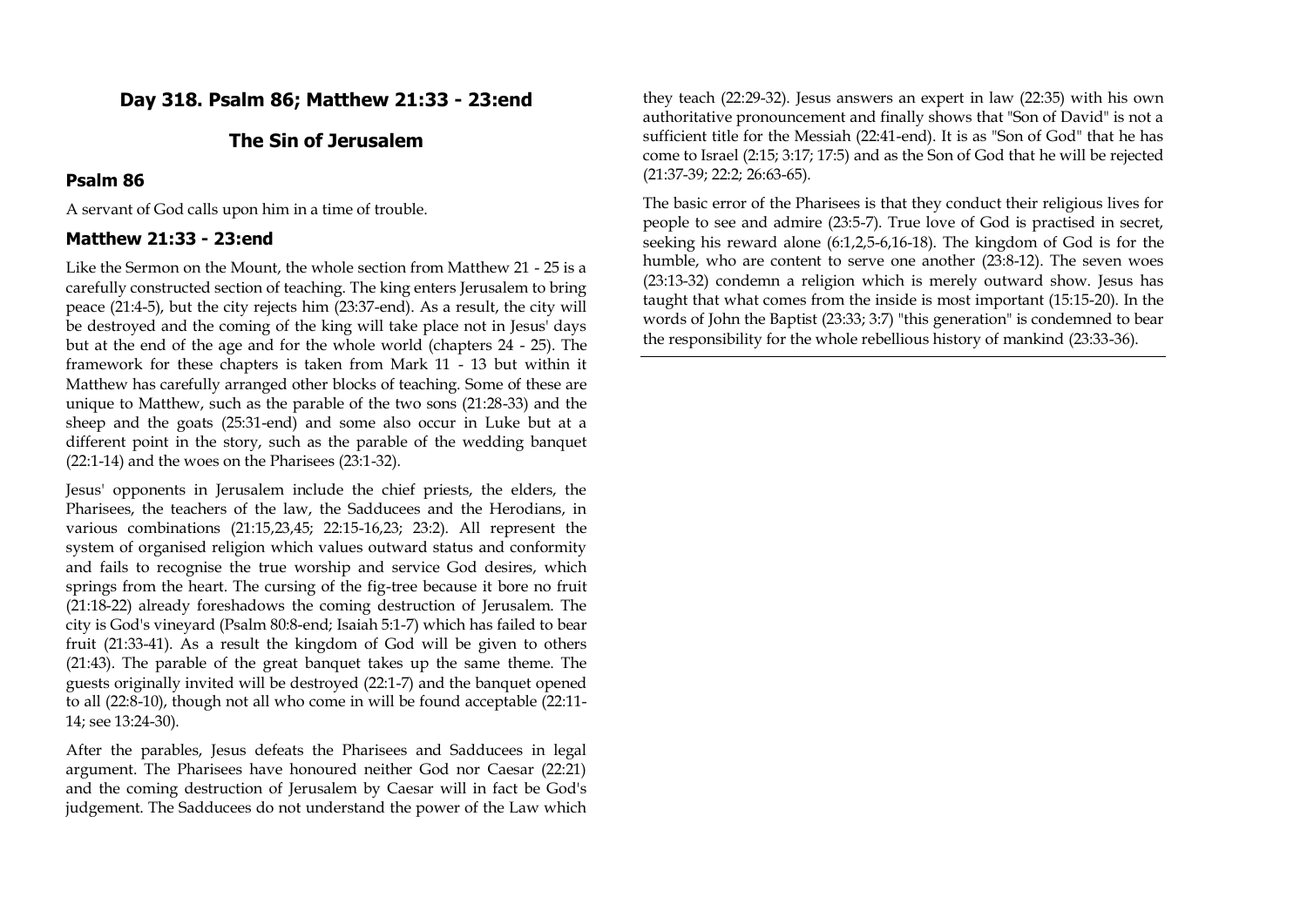## Day 318. Psalm 86; Matthew 21:33 - 23:end

## The Sin of Jerusalem

### Psalm 86

A servant of God calls upon him in a time of trouble.

### Matthew 21:33 - 23:end

Like the Sermon on the Mount, the whole section from Matthew 21 - 25 is a carefully constructed section of teaching. The king enters Jerusalem to bring peace (21:4-5), but the city rejects him (23:37-end). As a result, the city will be destroyed and the coming of the king will take place not in Jesus' days but at the end of the age and for the whole world (chapters 24 - 25). The framework for these chapters is taken from Mark 11 - 13 but within it Matthew has carefully arranged other blocks of teaching. Some of these are unique to Matthew, such as the parable of the two sons (21:28-33) and the sheep and the goats (25:31-end) and some also occur in Luke but at a different point in the story, such as the parable of the wedding banquet (22:1-14) and the woes on the Pharisees (23:1-32).

Jesus' opponents in Jerusalem include the chief priests, the elders, the Pharisees, the teachers of the law, the Sadducees and the Herodians, in various combinations (21:15,23,45; 22:15-16,23; 23:2). All represent the system of organised religion which values outward status and conformity and fails to recognise the true worship and service God desires, which springs from the heart. The cursing of the fig-tree because it bore no fruit (21:18-22) already foreshadows the coming destruction of Jerusalem. The city is God's vineyard (Psalm 80:8-end; Isaiah 5:1-7) which has failed to bear fruit (21:33-41). As a result the kingdom of God will be given to others (21:43). The parable of the great banquet takes up the same theme. The guests originally invited will be destroyed (22:1-7) and the banquet opened to all (22:8-10), though not all who come in will be found acceptable (22:11-14; see 13:24-30).

After the parables, Jesus defeats the Pharisees and Sadducees in legal argument. The Pharisees have honoured neither God nor Caesar (22:21) and the coming destruction of Jerusalem by Caesar will in fact be God's judgement. The Sadducees do not understand the power of the Law which they teach (22:29-32). Jesus answers an expert in law (22:35) with his own authoritative pronouncement and finally shows that "Son of David" is not a sufficient title for the Messiah (22:41-end). It is as "Son of God" that he has come to Israel (2:15; 3:17; 17:5) and as the Son of God that he will be rejected (21:37-39; 22:2; 26:63-65).

The basic error of the Pharisees is that they conduct their religious lives for people to see and admire (23:5-7). True love of God is practised in secret, seeking his reward alone (6:1,2,5-6,16-18). The kingdom of God is for the humble, who are content to serve one another (23:8-12). The seven woes (23:13-32) condemn a religion which is merely outward show. Jesus has taught that what comes from the inside is most important (15:15-20). In the words of John the Baptist (23:33; 3:7) "this generation" is condemned to bear the responsibility for the whole rebellious history of mankind (23:33-36).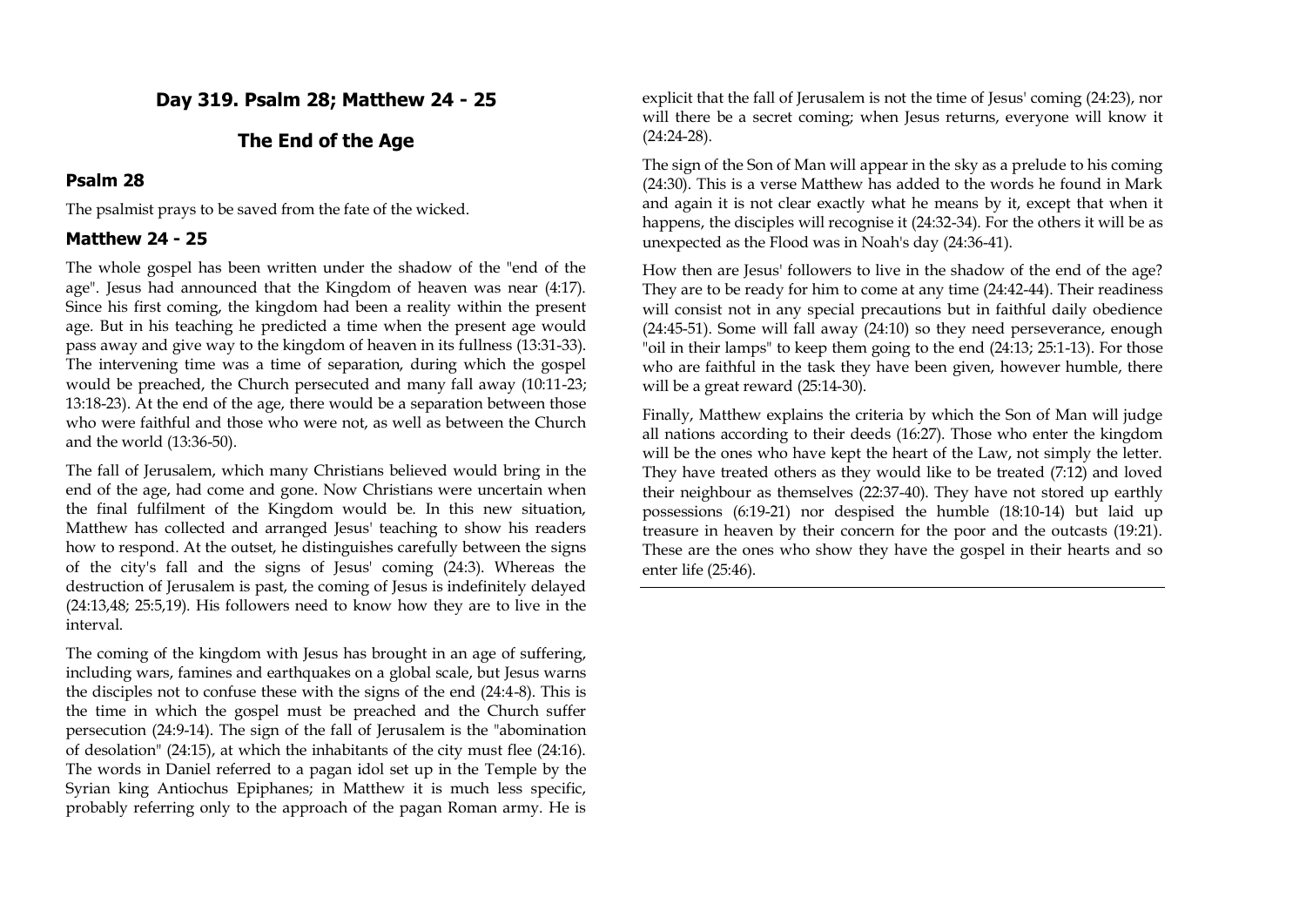## Day 319. Psalm 28; Matthew 24 - 25

## The End of the Age

### Psalm 28

The psalmist prays to be saved from the fate of the wicked.

### Matthew 24 - 25

The whole gospel has been written under the shadow of the "end of the age". Jesus had announced that the Kingdom of heaven was near (4:17). Since his first coming, the kingdom had been a reality within the present age. But in his teaching he predicted a time when the present age would pass away and give way to the kingdom of heaven in its fullness (13:31-33). The intervening time was a time of separation, during which the gospel would be preached, the Church persecuted and many fall away (10:11-23; 13:18-23). At the end of the age, there would be a separation between those who were faithful and those who were not, as well as between the Church and the world (13:36-50).

The fall of Jerusalem, which many Christians believed would bring in the end of the age, had come and gone. Now Christians were uncertain when the final fulfilment of the Kingdom would be. In this new situation, Matthew has collected and arranged Jesus' teaching to show his readers how to respond. At the outset, he distinguishes carefully between the signs of the city's fall and the signs of Jesus' coming (24:3). Whereas the destruction of Jerusalem is past, the coming of Jesus is indefinitely delayed (24:13,48; 25:5,19). His followers need to know how they are to live in the interval.

The coming of the kingdom with Jesus has brought in an age of suffering, including wars, famines and earthquakes on a global scale, but Jesus warns the disciples not to confuse these with the signs of the end (24:4-8). This is the time in which the gospel must be preached and the Church suffer persecution (24:9-14). The sign of the fall of Jerusalem is the "abomination of desolation" (24:15), at which the inhabitants of the city must flee (24:16). The words in Daniel referred to a pagan idol set up in the Temple by the Syrian king Antiochus Epiphanes; in Matthew it is much less specific, probably referring only to the approach of the pagan Roman army. He is explicit that the fall of Jerusalem is not the time of Jesus' coming (24:23), nor will there be a secret coming; when Jesus returns, everyone will know it (24:24-28).

The sign of the Son of Man will appear in the sky as a prelude to his coming (24:30). This is a verse Matthew has added to the words he found in Mark and again it is not clear exactly what he means by it, except that when it happens, the disciples will recognise it (24:32-34). For the others it will be as unexpected as the Flood was in Noah's day (24:36-41).

How then are Jesus' followers to live in the shadow of the end of the age? They are to be ready for him to come at any time (24:42-44). Their readiness will consist not in any special precautions but in faithful daily obedience (24:45-51). Some will fall away (24:10) so they need perseverance, enough "oil in their lamps" to keep them going to the end (24:13; 25:1-13). For those who are faithful in the task they have been given, however humble, there will be a great reward (25:14-30).

Finally, Matthew explains the criteria by which the Son of Man will judge all nations according to their deeds (16:27). Those who enter the kingdom will be the ones who have kept the heart of the Law, not simply the letter. They have treated others as they would like to be treated (7:12) and loved their neighbour as themselves (22:37-40). They have not stored up earthly possessions (6:19-21) nor despised the humble (18:10-14) but laid up treasure in heaven by their concern for the poor and the outcasts (19:21). These are the ones who show they have the gospel in their hearts and so enter life (25:46).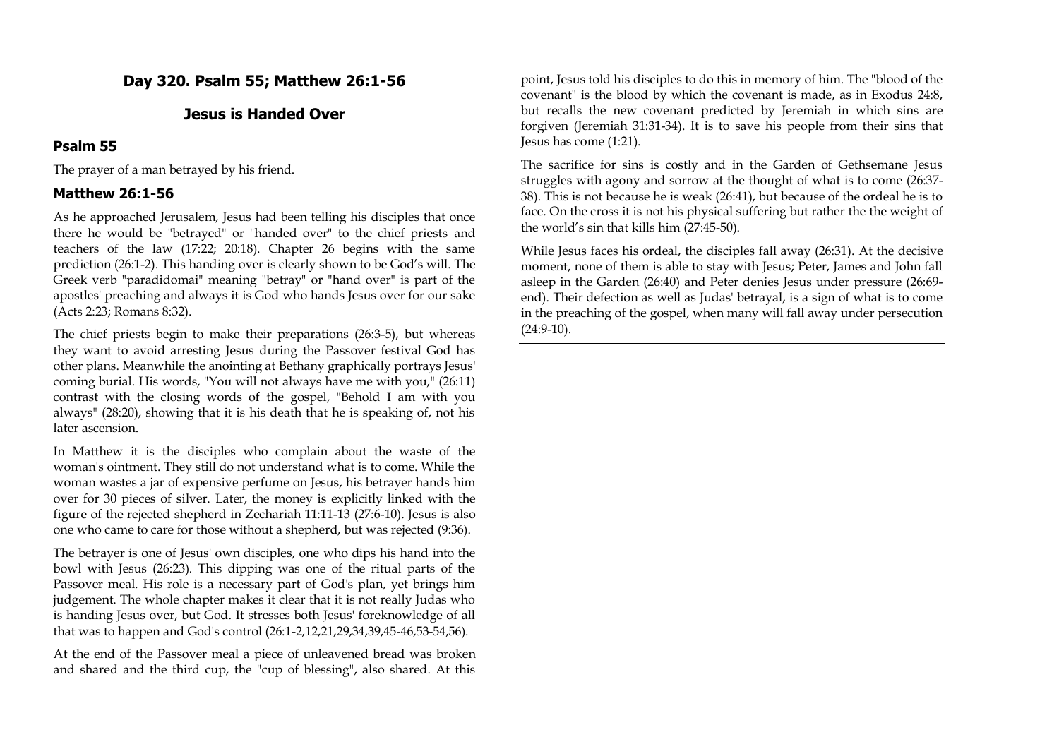## Day 320. Psalm 55; Matthew 26:1-56

## Jesus is Handed Over

### Psalm 55

The prayer of a man betrayed by his friend.

### Matthew 26:1-56

As he approached Jerusalem, Jesus had been telling his disciples that once there he would be "betrayed" or "handed over" to the chief priests and teachers of the law (17:22; 20:18). Chapter 26 begins with the same prediction (26:1-2). This handing over is clearly shown to be God's will. The Greek verb "paradidomai" meaning "betray" or "hand over" is part of the apostles' preaching and always it is God who hands Jesus over for our sake (Acts 2:23; Romans 8:32).

The chief priests begin to make their preparations (26:3-5), but whereas they want to avoid arresting Jesus during the Passover festival God has other plans. Meanwhile the anointing at Bethany graphically portrays Jesus' coming burial. His words, "You will not always have me with you," (26:11) contrast with the closing words of the gospel, "Behold I am with you always" (28:20), showing that it is his death that he is speaking of, not his later ascension.

In Matthew it is the disciples who complain about the waste of the woman's ointment. They still do not understand what is to come. While the woman wastes a jar of expensive perfume on Jesus, his betrayer hands him over for 30 pieces of silver. Later, the money is explicitly linked with the figure of the rejected shepherd in Zechariah 11:11-13 (27:6-10). Jesus is also one who came to care for those without a shepherd, but was rejected (9:36).

The betrayer is one of Jesus' own disciples, one who dips his hand into the bowl with Jesus (26:23). This dipping was one of the ritual parts of the Passover meal. His role is a necessary part of God's plan, yet brings him judgement. The whole chapter makes it clear that it is not really Judas who is handing Jesus over, but God. It stresses both Jesus' foreknowledge of all that was to happen and God's control (26:1-2,12,21,29,34,39,45-46,53-54,56).

At the end of the Passover meal a piece of unleavened bread was broken and shared and the third cup, the "cup of blessing", also shared. At this point, Jesus told his disciples to do this in memory of him. The "blood of the covenant" is the blood by which the covenant is made, as in Exodus 24:8, but recalls the new covenant predicted by Jeremiah in which sins are forgiven (Jeremiah 31:31-34). It is to save his people from their sins that Jesus has come (1:21).

The sacrifice for sins is costly and in the Garden of Gethsemane Jesus struggles with agony and sorrow at the thought of what is to come (26:37-38). This is not because he is weak (26:41), but because of the ordeal he is to face. On the cross it is not his physical suffering but rather the the weight of the world's sin that kills him (27:45-50).

While Jesus faces his ordeal, the disciples fall away (26:31). At the decisive moment, none of them is able to stay with Jesus; Peter, James and John fall asleep in the Garden (26:40) and Peter denies Jesus under pressure (26:69-end). Their defection as well as Judas' betrayal, is a sign of what is to come in the preaching of the gospel, when many will fall away under persecution (24:9-10).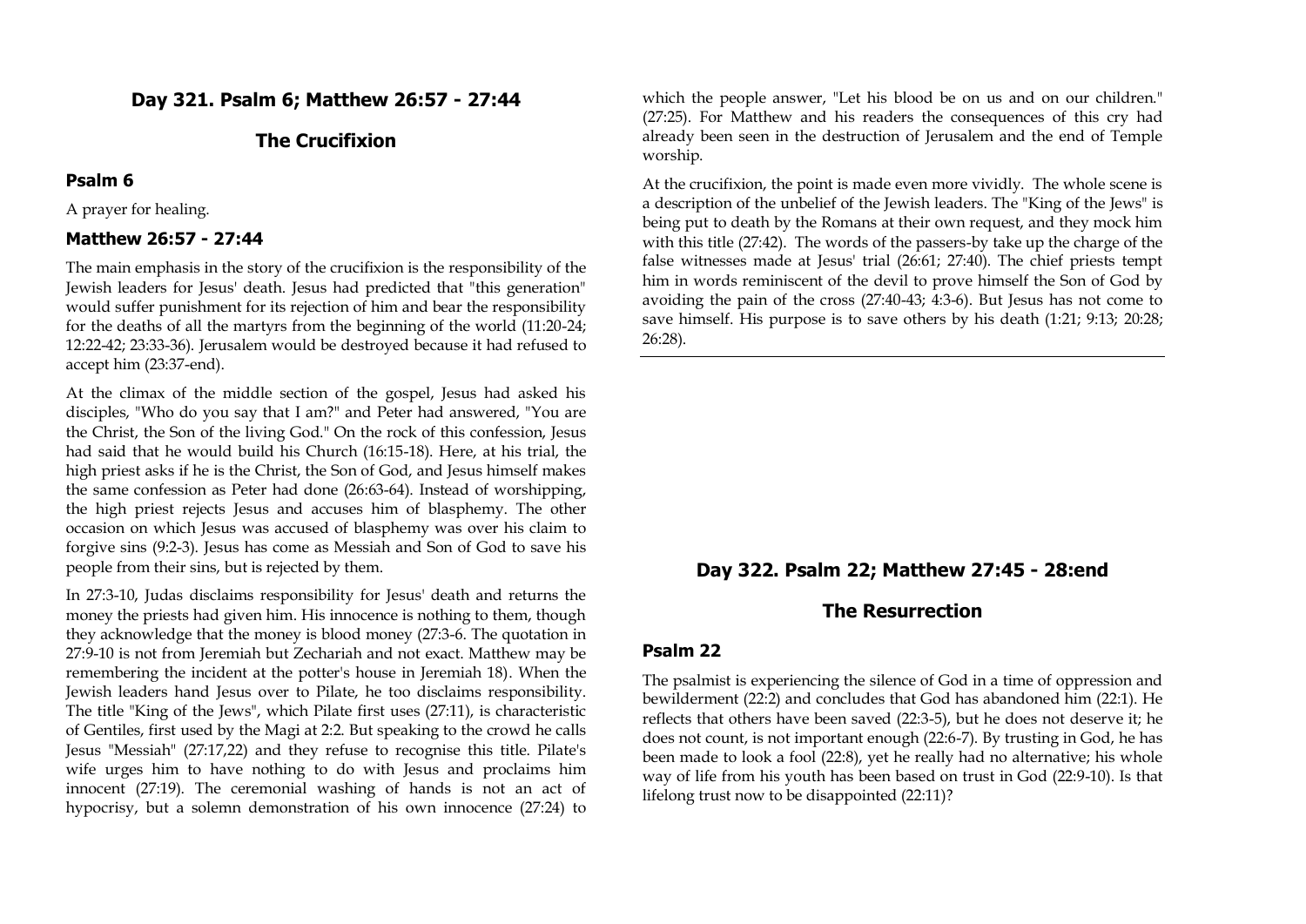## Day 321. Psalm 6; Matthew 26:57 - 27:44

## The Crucifixion

### Psalm 6

A prayer for healing.

### Matthew 26:57 - 27:44

The main emphasis in the story of the crucifixion is the responsibility of the Jewish leaders for Jesus' death. Jesus had predicted that "this generation" would suffer punishment for its rejection of him and bear the responsibility for the deaths of all the martyrs from the beginning of the world (11:20-24; 12:22-42; 23:33-36). Jerusalem would be destroyed because it had refused to accept him (23:37-end).

At the climax of the middle section of the gospel, Jesus had asked his disciples, "Who do you say that I am?" and Peter had answered, "You are the Christ, the Son of the living God." On the rock of this confession, Jesus had said that he would build his Church (16:15-18). Here, at his trial, the high priest asks if he is the Christ, the Son of God, and Jesus himself makes the same confession as Peter had done (26:63-64). Instead of worshipping, the high priest rejects Jesus and accuses him of blasphemy. The other occasion on which Jesus was accused of blasphemy was over his claim to forgive sins (9:2-3). Jesus has come as Messiah and Son of God to save his people from their sins, but is rejected by them.

In 27:3-10, Judas disclaims responsibility for Jesus' death and returns the money the priests had given him. His innocence is nothing to them, though they acknowledge that the money is blood money (27:3-6. The quotation in 27:9-10 is not from Jeremiah but Zechariah and not exact. Matthew may be remembering the incident at the potter's house in Jeremiah 18). When the Jewish leaders hand Jesus over to Pilate, he too disclaims responsibility. The title "King of the Jews", which Pilate first uses (27:11), is characteristic of Gentiles, first used by the Magi at 2:2. But speaking to the crowd he calls Jesus "Messiah" (27:17,22) and they refuse to recognise this title. Pilate's wife urges him to have nothing to do with Jesus and proclaims him innocent (27:19). The ceremonial washing of hands is not an act of hypocrisy, but a solemn demonstration of his own innocence (27:24) to which the people answer, "Let his blood be on us and on our children." (27:25). For Matthew and his readers the consequences of this cry had already been seen in the destruction of Jerusalem and the end of Temple worship.

At the crucifixion, the point is made even more vividly. The whole scene is a description of the unbelief of the Jewish leaders. The "King of the Jews" is being put to death by the Romans at their own request, and they mock him with this title (27:42). The words of the passers-by take up the charge of the false witnesses made at Jesus' trial (26:61; 27:40). The chief priests tempt him in words reminiscent of the devil to prove himself the Son of God by avoiding the pain of the cross (27:40-43; 4:3-6). But Jesus has not come to save himself. His purpose is to save others by his death (1:21; 9:13; 20:28; 26:28).

---

## Day 322. Psalm 22; Matthew 27:45 - 28:end

## The Resurrection

### Psalm 22

The psalmist is experiencing the silence of God in a time of oppression and bewilderment (22:2) and concludes that God has abandoned him (22:1). He reflects that others have been saved (22:3-5), but he does not deserve it; he does not count, is not important enough (22:6-7). By trusting in God, he has been made to look a fool (22:8), yet he really had no alternative; his whole way of life from his youth has been based on trust in God (22:9-10). Is that lifelong trust now to be disappointed (22:11)?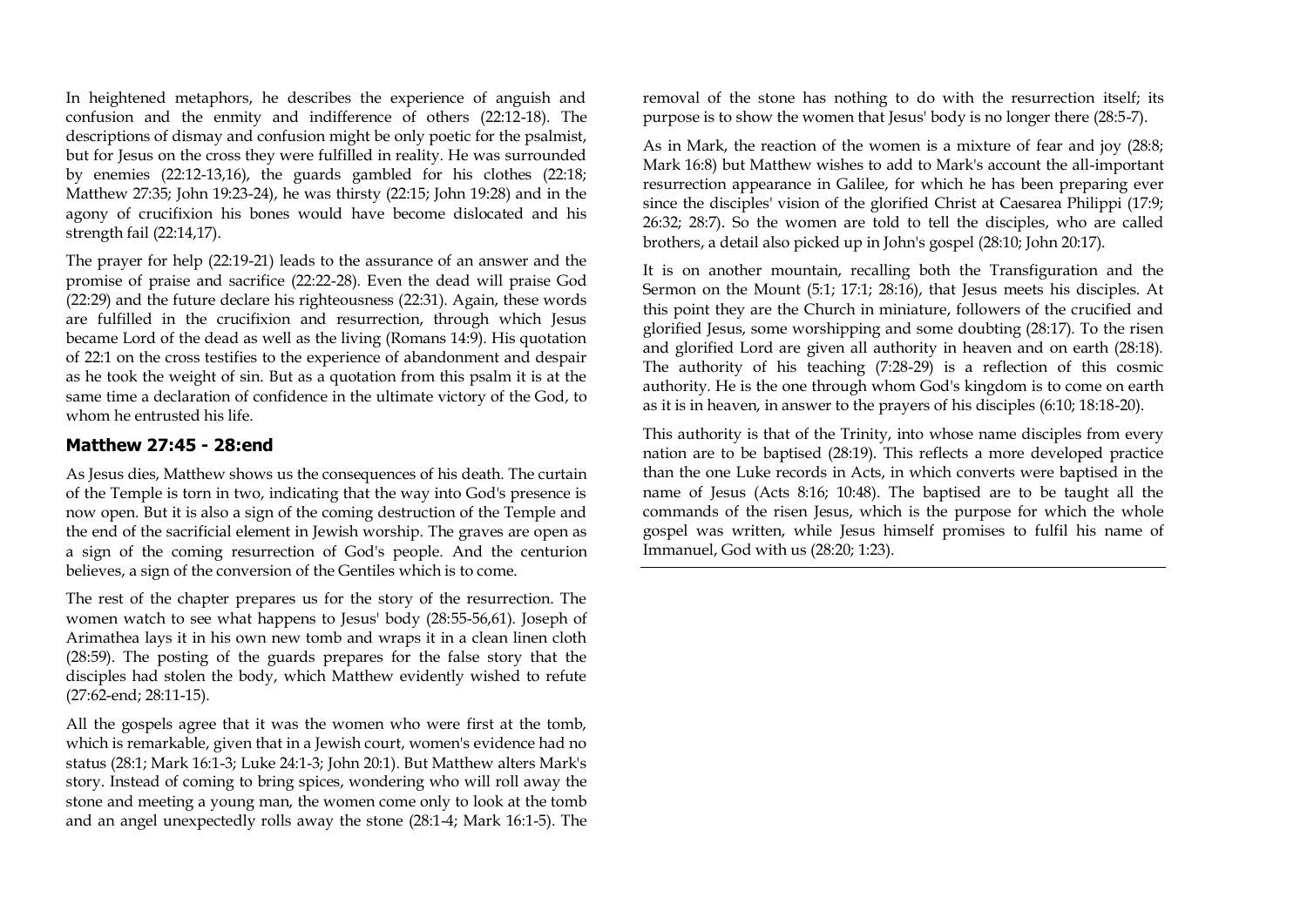In heightened metaphors, he describes the experience of anguish and confusion and the enmity and indifference of others (22:12-18). The descriptions of dismay and confusion might be only poetic for the psalmist, but for Jesus on the cross they were fulfilled in reality. He was surrounded by enemies (22:12-13,16), the guards gambled for his clothes (22:18; Matthew 27:35; John 19:23-24), he was thirsty (22:15; John 19:28) and in the agony of crucifixion his bones would have become dislocated and his strength fail (22:14,17).

The prayer for help (22:19-21) leads to the assurance of an answer and the promise of praise and sacrifice (22:22-28). Even the dead will praise God (22:29) and the future declare his righteousness (22:31). Again, these words are fulfilled in the crucifixion and resurrection, through which Jesus became Lord of the dead as well as the living (Romans 14:9). His quotation of 22:1 on the cross testifies to the experience of abandonment and despair as he took the weight of sin. But as a quotation from this psalm it is at the same time a declaration of confidence in the ultimate victory of the God, to whom he entrusted his life.

### Matthew 27:45 - 28:end

As Jesus dies, Matthew shows us the consequences of his death. The curtain of the Temple is torn in two, indicating that the way into God's presence is now open. But it is also a sign of the coming destruction of the Temple and the end of the sacrificial element in Jewish worship. The graves are open as a sign of the coming resurrection of God's people. And the centurion believes, a sign of the conversion of the Gentiles which is to come.

The rest of the chapter prepares us for the story of the resurrection. The women watch to see what happens to Jesus' body (28:55-56,61). Joseph of Arimathea lays it in his own new tomb and wraps it in a clean linen cloth (28:59). The posting of the guards prepares for the false story that the disciples had stolen the body, which Matthew evidently wished to refute (27:62-end; 28:11-15).

All the gospels agree that it was the women who were first at the tomb, which is remarkable, given that in a Jewish court, women's evidence had no status (28:1; Mark 16:1-3; Luke 24:1-3; John 20:1). But Matthew alters Mark's story. Instead of coming to bring spices, wondering who will roll away the stone and meeting a young man, the women come only to look at the tomb and an angel unexpectedly rolls away the stone (28:1-4; Mark 16:1-5). The removal of the stone has nothing to do with the resurrection itself; its purpose is to show the women that Jesus' body is no longer there (28:5-7).

As in Mark, the reaction of the women is a mixture of fear and joy (28:8; Mark 16:8) but Matthew wishes to add to Mark's account the all-important resurrection appearance in Galilee, for which he has been preparing ever since the disciples' vision of the glorified Christ at Caesarea Philippi (17:9; 26:32; 28:7). So the women are told to tell the disciples, who are called brothers, a detail also picked up in John's gospel (28:10; John 20:17).

It is on another mountain, recalling both the Transfiguration and the Sermon on the Mount (5:1; 17:1; 28:16), that Jesus meets his disciples. At this point they are the Church in miniature, followers of the crucified and glorified Jesus, some worshipping and some doubting (28:17). To the risen and glorified Lord are given all authority in heaven and on earth (28:18). The authority of his teaching (7:28-29) is a reflection of this cosmic authority. He is the one through whom God's kingdom is to come on earth as it is in heaven, in answer to the prayers of his disciples (6:10; 18:18-20).

This authority is that of the Trinity, into whose name disciples from every nation are to be baptised (28:19). This reflects a more developed practice than the one Luke records in Acts, in which converts were baptised in the name of Jesus (Acts 8:16; 10:48). The baptised are to be taught all the commands of the risen Jesus, which is the purpose for which the whole gospel was written, while Jesus himself promises to fulfil his name of Immanuel, God with us (28:20; 1:23).